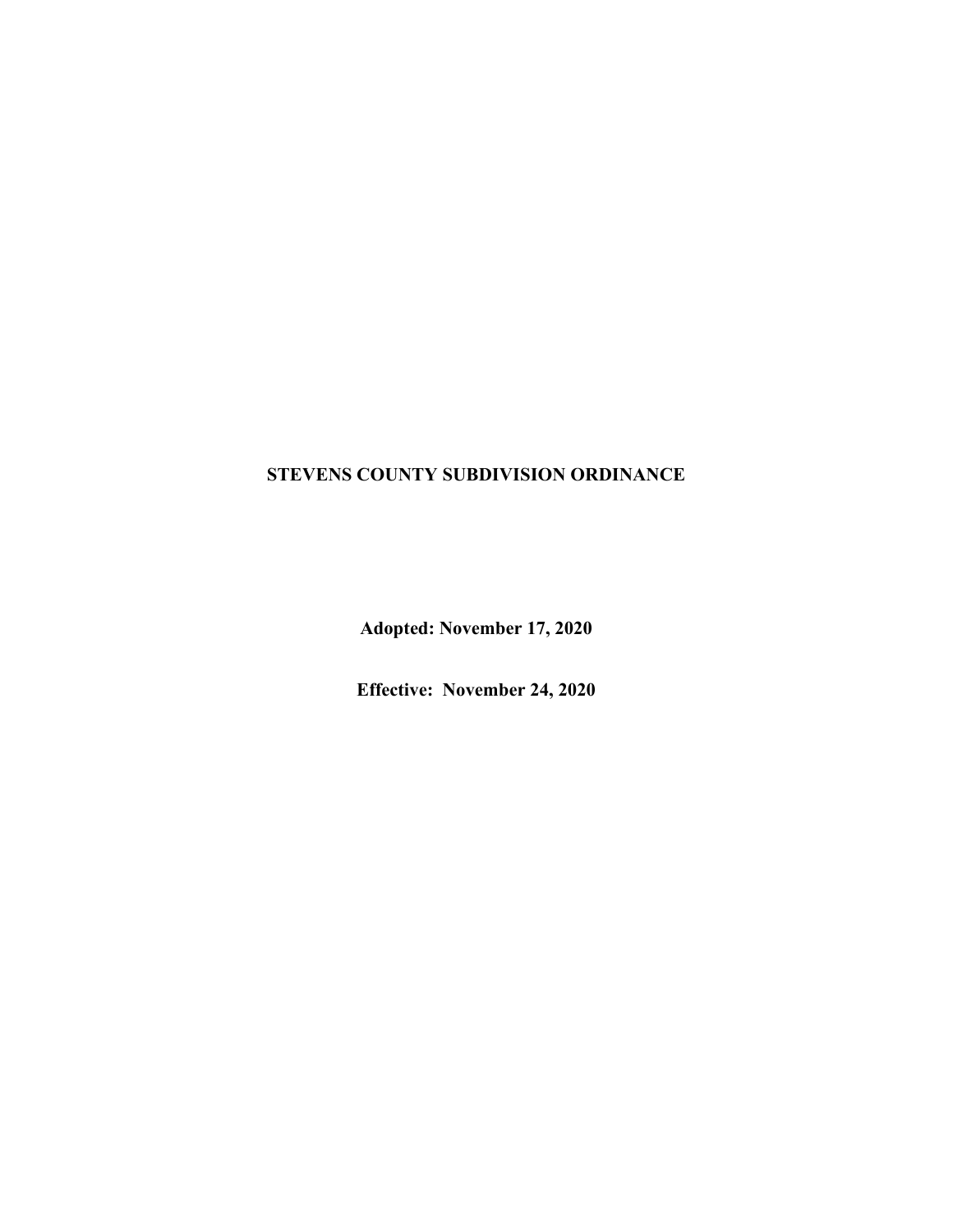# STEVENS COUNTY SUBDIVISION ORDINANCE

**Adopted: November 17, 2020**

**Effective: November 24, 2020**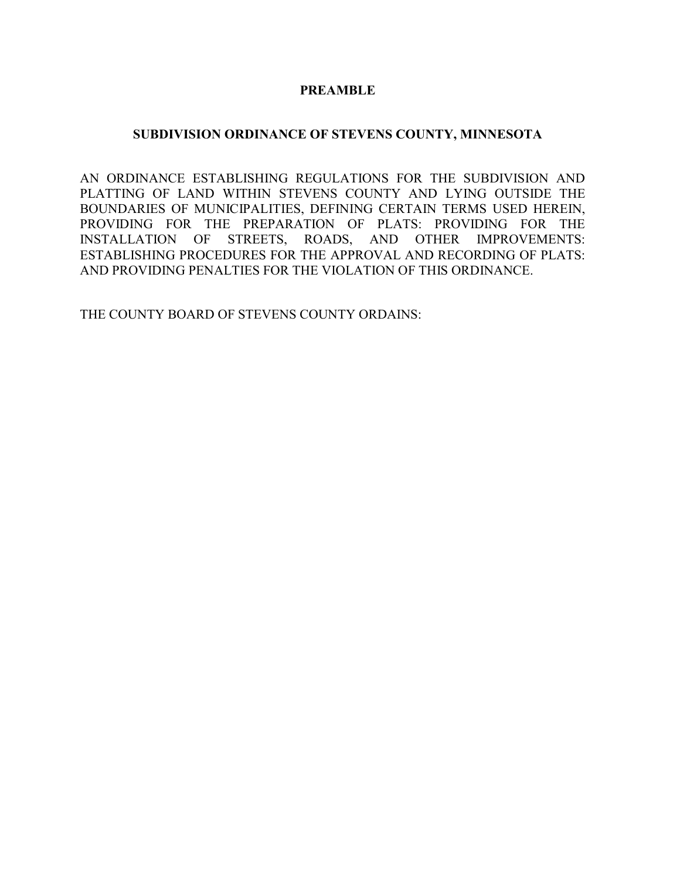# PREAMBLE

## SUBDIVISION ORDINANCE OF STEVENS COUNTY, MINNESOTA

AN ORDINANCE ESTABLISHING REGULATIONS FOR THE SUBDIVISION AND PLATTING OF LAND WITHIN STEVENS COUNTY AND LYING OUTSIDE THE BOUNDARIES OF MUNICIPALITIES, DEFINING CERTAIN TERMS USED HEREIN, PROVIDING FOR THE PREPARATION OF PLATS: PROVIDING FOR THE INSTALLATION OF STREETS, ROADS, AND OTHER IMPROVEMENTS: ESTABLISHING PROCEDURES FOR THE APPROVAL AND RECORDING OF PLATS: AND PROVIDING PENALTIES FOR THE VIOLATION OF THIS ORDINANCE.

THE COUNTY BOARD OF STEVENS COUNTY ORDAINS: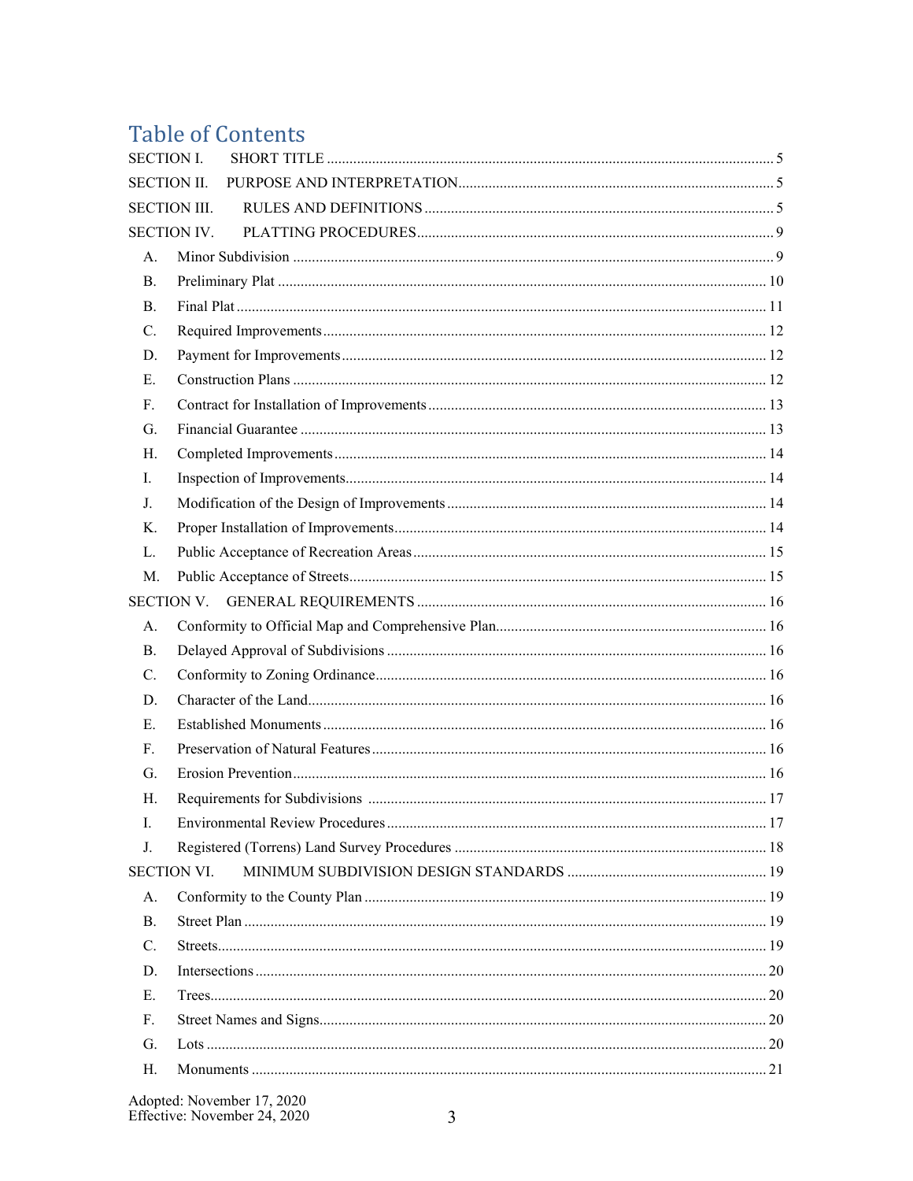# Table of Contents

SECTION I. SHORT TITLE ..... 5

SECTION II. PURPOSE AND INTERPRETATION ..... 5

SECTION III. RULES AND DEFINITIONS ..... 5

SECTION IV. PLATTING PROCEDURES ..... 9

- A. Minor Subdivision ..... 9
- B. Preliminary Plat ..... 10
- B. Final Plat ..... 11
- C. Required Improvements ..... 12
- D. Payment for Improvements ..... 12
- E. Construction Plans ..... 12
- F. Contract for Installation of Improvements ..... 13
- G. Financial Guarantee ..... 13
- H. Completed Improvements ..... 14
- I. Inspection of Improvements ..... 14
- J. Modification of the Design of Improvements ..... 14
- K. Proper Installation of Improvements ..... 14
- L. Public Acceptance of Recreation Areas ..... 15
- M. Public Acceptance of Streets ..... 15

SECTION V. GENERAL REQUIREMENTS ..... 16

- A. Conformity to Official Map and Comprehensive Plan ..... 16
- B. Delayed Approval of Subdivisions ..... 16
- C. Conformity to Zoning Ordinance ..... 16
- D. Character of the Land ..... 16
- E. Established Monuments ..... 16
- F. Preservation of Natural Features ..... 16
- G. Erosion Prevention ..... 16
- H. Requirements for Subdivisions ..... 17
- I. Environmental Review Procedures ..... 17
- J. Registered (Torrens) Land Survey Procedures ..... 18

SECTION VI. MINIMUM SUBDIVISION DESIGN STANDARDS ..... 19

- A. Conformity to the County Plan ..... 19
- B. Street Plan ..... 19
- C. Streets ..... 19
- D. Intersections ..... 20
- E. Trees ..... 20
- F. Street Names and Signs ..... 20
- G. Lots ..... 20
- H. Monuments ..... 21

Adopted: November 17, 2020
Effective: November 24, 2020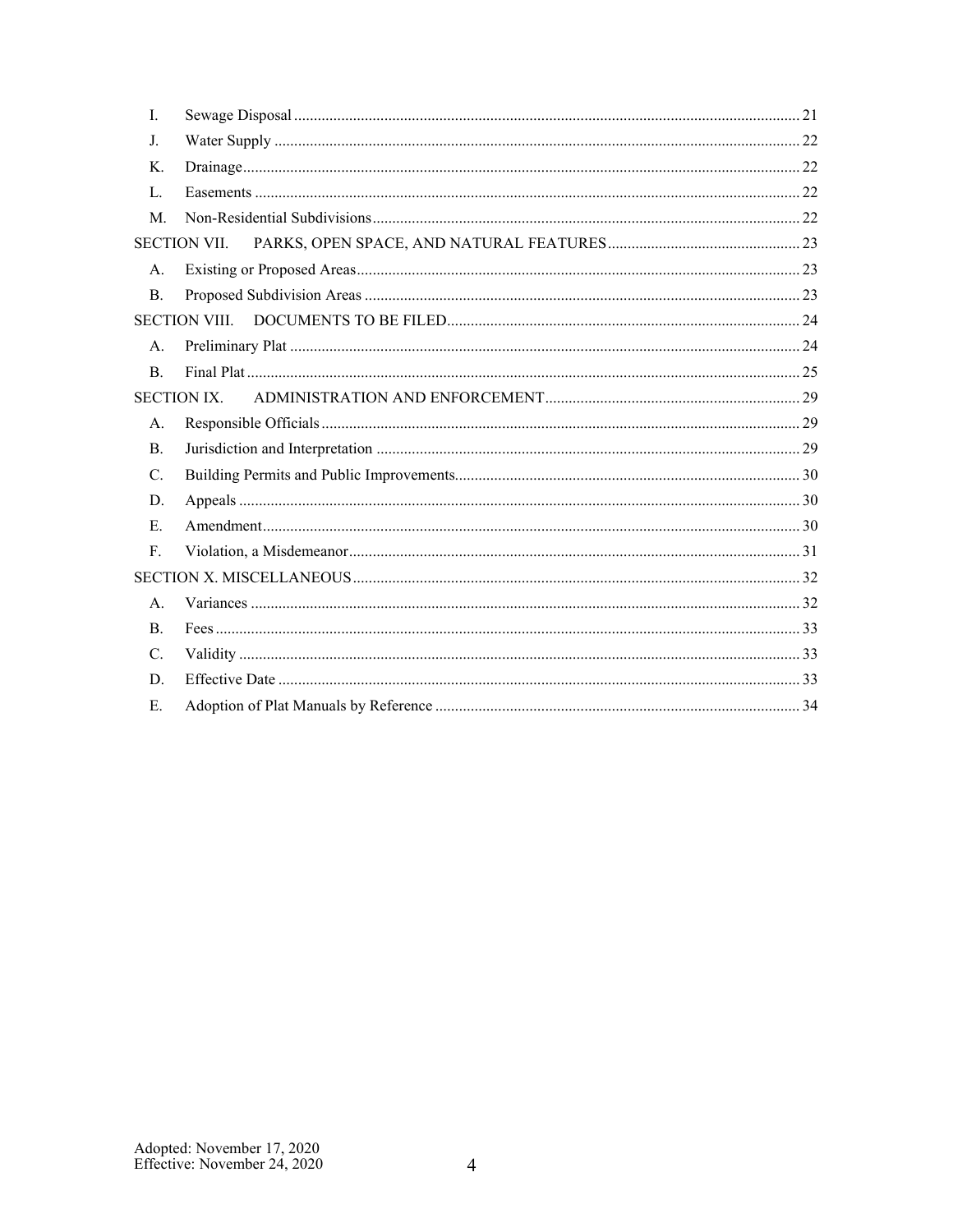| | | |
|---|---|---|
| I. | Sewage Disposal | 21 |
| J. | Water Supply | 22 |
| K. | Drainage | 22 |
| L. | Easements | 22 |
| M. | Non-Residential Subdivisions | 22 |
| SECTION VII. | PARKS, OPEN SPACE, AND NATURAL FEATURES | 23 |
| A. | Existing or Proposed Areas | 23 |
| B. | Proposed Subdivision Areas | 23 |
| SECTION VIII. | DOCUMENTS TO BE FILED | 24 |
| A. | Preliminary Plat | 24 |
| B. | Final Plat | 25 |
| SECTION IX. | ADMINISTRATION AND ENFORCEMENT | 29 |
| A. | Responsible Officials | 29 |
| B. | Jurisdiction and Interpretation | 29 |
| C. | Building Permits and Public Improvements | 30 |
| D. | Appeals | 30 |
| E. | Amendment | 30 |
| F. | Violation, a Misdemeanor | 31 |
| SECTION X. | MISCELLANEOUS | 32 |
| A. | Variances | 32 |
| B. | Fees | 33 |
| C. | Validity | 33 |
| D. | Effective Date | 33 |
| E. | Adoption of Plat Manuals by Reference | 34 |

Adopted: November 17, 2020
Effective: November 24, 2020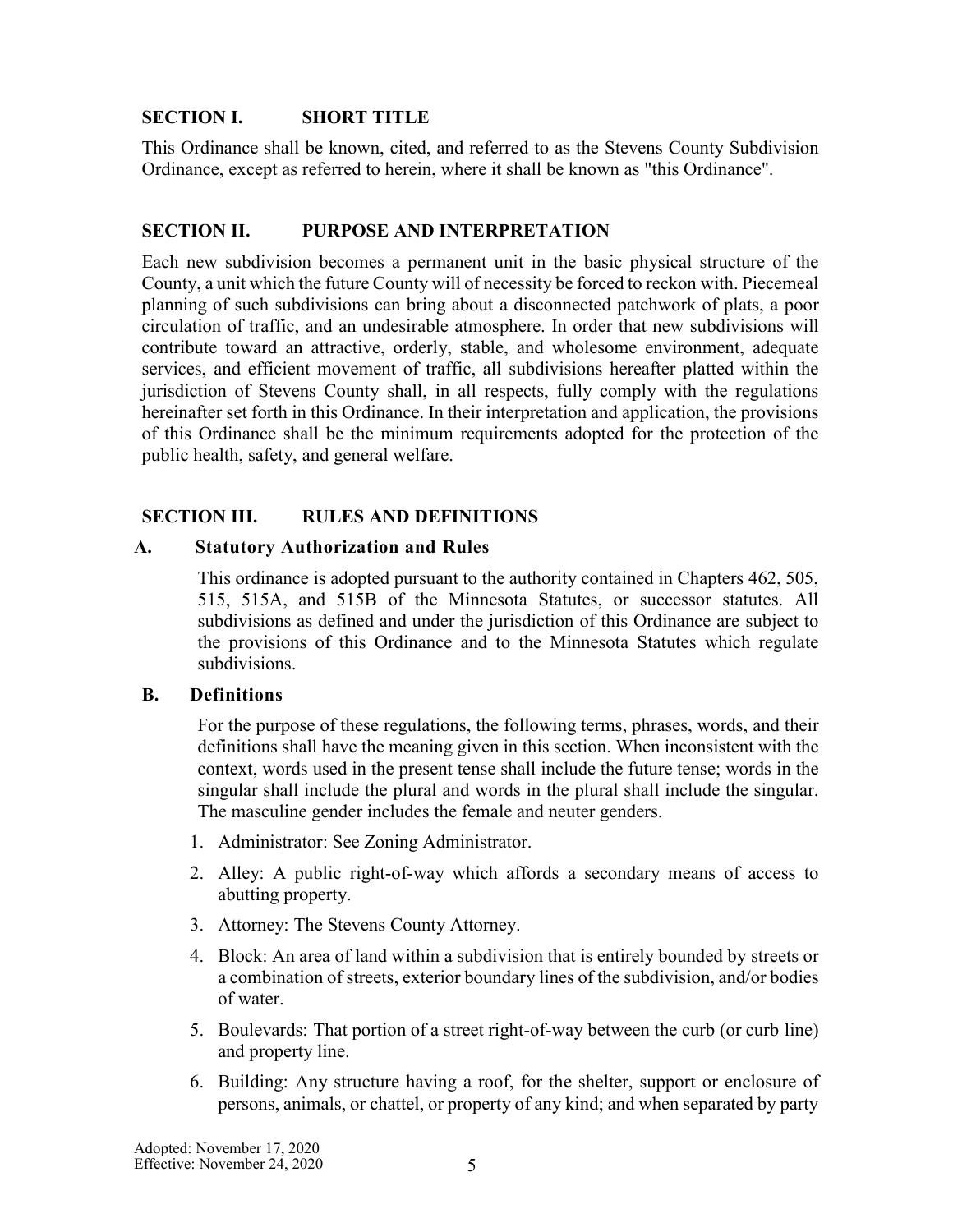## SECTION I. SHORT TITLE

This Ordinance shall be known, cited, and referred to as the Stevens County Subdivision Ordinance, except as referred to herein, where it shall be known as "this Ordinance".

## SECTION II. PURPOSE AND INTERPRETATION

Each new subdivision becomes a permanent unit in the basic physical structure of the County, a unit which the future County will of necessity be forced to reckon with. Piecemeal planning of such subdivisions can bring about a disconnected patchwork of plats, a poor circulation of traffic, and an undesirable atmosphere. In order that new subdivisions will contribute toward an attractive, orderly, stable, and wholesome environment, adequate services, and efficient movement of traffic, all subdivisions hereafter platted within the jurisdiction of Stevens County shall, in all respects, fully comply with the regulations hereinafter set forth in this Ordinance. In their interpretation and application, the provisions of this Ordinance shall be the minimum requirements adopted for the protection of the public health, safety, and general welfare.

## SECTION III. RULES AND DEFINITIONS

### A. Statutory Authorization and Rules

This ordinance is adopted pursuant to the authority contained in Chapters 462, 505, 515, 515A, and 515B of the Minnesota Statutes, or successor statutes. All subdivisions as defined and under the jurisdiction of this Ordinance are subject to the provisions of this Ordinance and to the Minnesota Statutes which regulate subdivisions.

### B. Definitions

For the purpose of these regulations, the following terms, phrases, words, and their definitions shall have the meaning given in this section. When inconsistent with the context, words used in the present tense shall include the future tense; words in the singular shall include the plural and words in the plural shall include the singular. The masculine gender includes the female and neuter genders.

1. Administrator: See Zoning Administrator.
2. Alley: A public right-of-way which affords a secondary means of access to abutting property.
3. Attorney: The Stevens County Attorney.
4. Block: An area of land within a subdivision that is entirely bounded by streets or a combination of streets, exterior boundary lines of the subdivision, and/or bodies of water.
5. Boulevards: That portion of a street right-of-way between the curb (or curb line) and property line.
6. Building: Any structure having a roof, for the shelter, support or enclosure of persons, animals, or chattel, or property of any kind; and when separated by party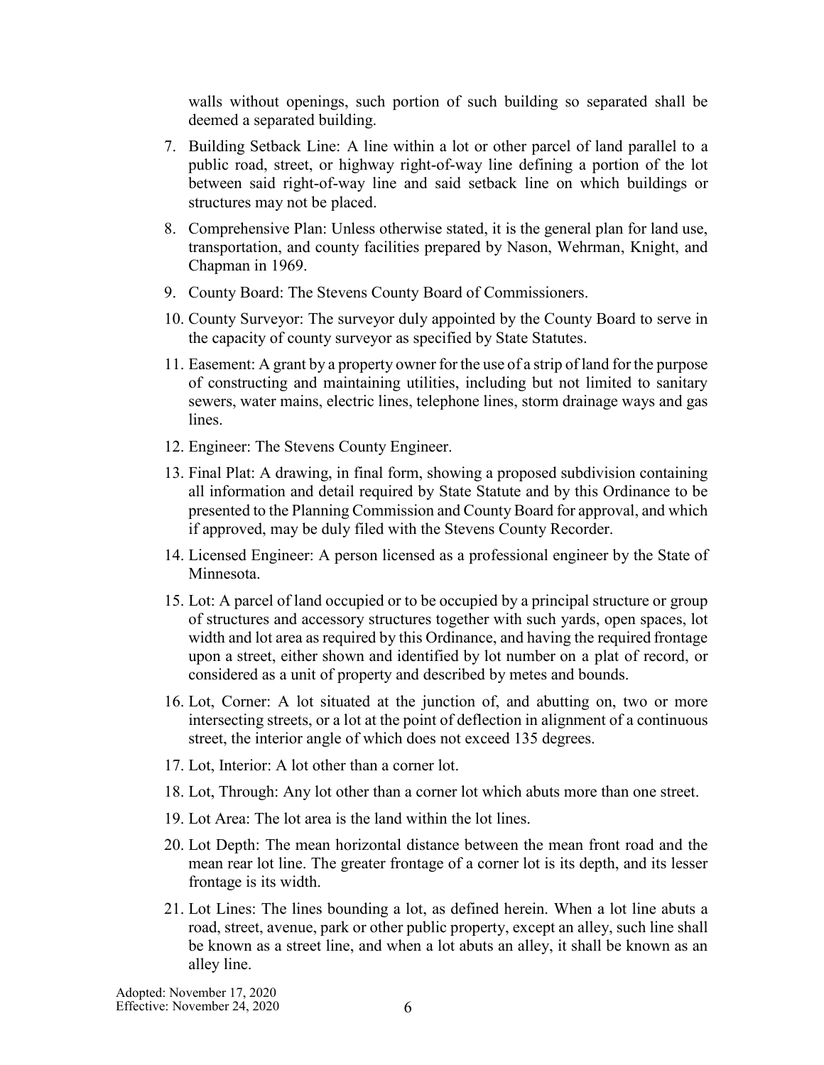walls without openings, such portion of such building so separated shall be deemed a separated building.

7. Building Setback Line: A line within a lot or other parcel of land parallel to a public road, street, or highway right-of-way line defining a portion of the lot between said right-of-way line and said setback line on which buildings or structures may not be placed.
8. Comprehensive Plan: Unless otherwise stated, it is the general plan for land use, transportation, and county facilities prepared by Nason, Wehrman, Knight, and Chapman in 1969.
9. County Board: The Stevens County Board of Commissioners.
10. County Surveyor: The surveyor duly appointed by the County Board to serve in the capacity of county surveyor as specified by State Statutes.
11. Easement: A grant by a property owner for the use of a strip of land for the purpose of constructing and maintaining utilities, including but not limited to sanitary sewers, water mains, electric lines, telephone lines, storm drainage ways and gas lines.
12. Engineer: The Stevens County Engineer.
13. Final Plat: A drawing, in final form, showing a proposed subdivision containing all information and detail required by State Statute and by this Ordinance to be presented to the Planning Commission and County Board for approval, and which if approved, may be duly filed with the Stevens County Recorder.
14. Licensed Engineer: A person licensed as a professional engineer by the State of Minnesota.
15. Lot: A parcel of land occupied or to be occupied by a principal structure or group of structures and accessory structures together with such yards, open spaces, lot width and lot area as required by this Ordinance, and having the required frontage upon a street, either shown and identified by lot number on a plat of record, or considered as a unit of property and described by metes and bounds.
16. Lot, Corner: A lot situated at the junction of, and abutting on, two or more intersecting streets, or a lot at the point of deflection in alignment of a continuous street, the interior angle of which does not exceed 135 degrees.
17. Lot, Interior: A lot other than a corner lot.
18. Lot, Through: Any lot other than a corner lot which abuts more than one street.
19. Lot Area: The lot area is the land within the lot lines.
20. Lot Depth: The mean horizontal distance between the mean front road and the mean rear lot line. The greater frontage of a corner lot is its depth, and its lesser frontage is its width.
21. Lot Lines: The lines bounding a lot, as defined herein. When a lot line abuts a road, street, avenue, park or other public property, except an alley, such line shall be known as a street line, and when a lot abuts an alley, it shall be known as an alley line.

Adopted: November 17, 2020
Effective: November 24, 2020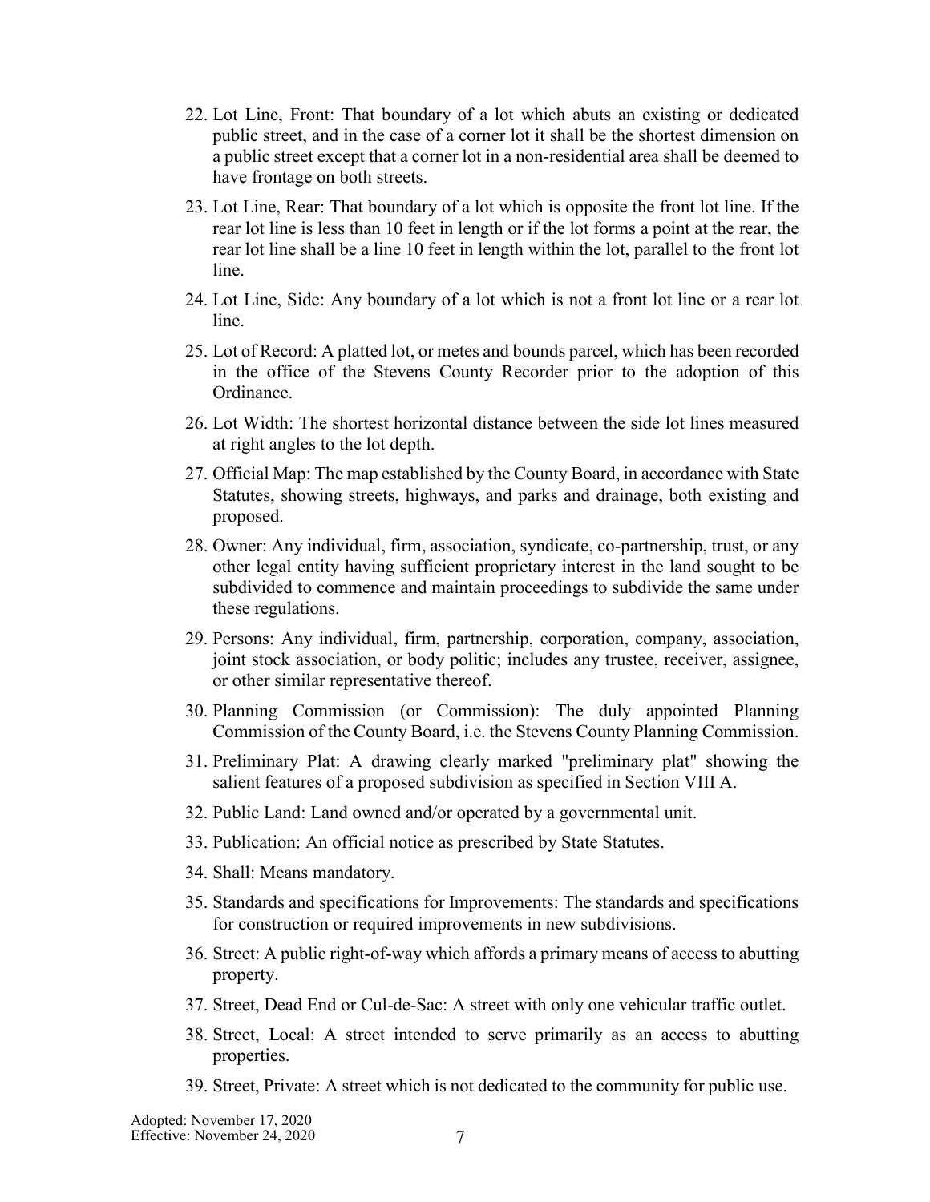22. Lot Line, Front: That boundary of a lot which abuts an existing or dedicated public street, and in the case of a corner lot it shall be the shortest dimension on a public street except that a corner lot in a non-residential area shall be deemed to have frontage on both streets.

23. Lot Line, Rear: That boundary of a lot which is opposite the front lot line. If the rear lot line is less than 10 feet in length or if the lot forms a point at the rear, the rear lot line shall be a line 10 feet in length within the lot, parallel to the front lot line.

24. Lot Line, Side: Any boundary of a lot which is not a front lot line or a rear lot line.

25. Lot of Record: A platted lot, or metes and bounds parcel, which has been recorded in the office of the Stevens County Recorder prior to the adoption of this Ordinance.

26. Lot Width: The shortest horizontal distance between the side lot lines measured at right angles to the lot depth.

27. Official Map: The map established by the County Board, in accordance with State Statutes, showing streets, highways, and parks and drainage, both existing and proposed.

28. Owner: Any individual, firm, association, syndicate, co-partnership, trust, or any other legal entity having sufficient proprietary interest in the land sought to be subdivided to commence and maintain proceedings to subdivide the same under these regulations.

29. Persons: Any individual, firm, partnership, corporation, company, association, joint stock association, or body politic; includes any trustee, receiver, assignee, or other similar representative thereof.

30. Planning Commission (or Commission): The duly appointed Planning Commission of the County Board, i.e. the Stevens County Planning Commission.

31. Preliminary Plat: A drawing clearly marked "preliminary plat" showing the salient features of a proposed subdivision as specified in Section VIII A.

32. Public Land: Land owned and/or operated by a governmental unit.

33. Publication: An official notice as prescribed by State Statutes.

34. Shall: Means mandatory.

35. Standards and specifications for Improvements: The standards and specifications for construction or required improvements in new subdivisions.

36. Street: A public right-of-way which affords a primary means of access to abutting property.

37. Street, Dead End or Cul-de-Sac: A street with only one vehicular traffic outlet.

38. Street, Local: A street intended to serve primarily as an access to abutting properties.

39. Street, Private: A street which is not dedicated to the community for public use.

Adopted: November 17, 2020
Effective: November 24, 2020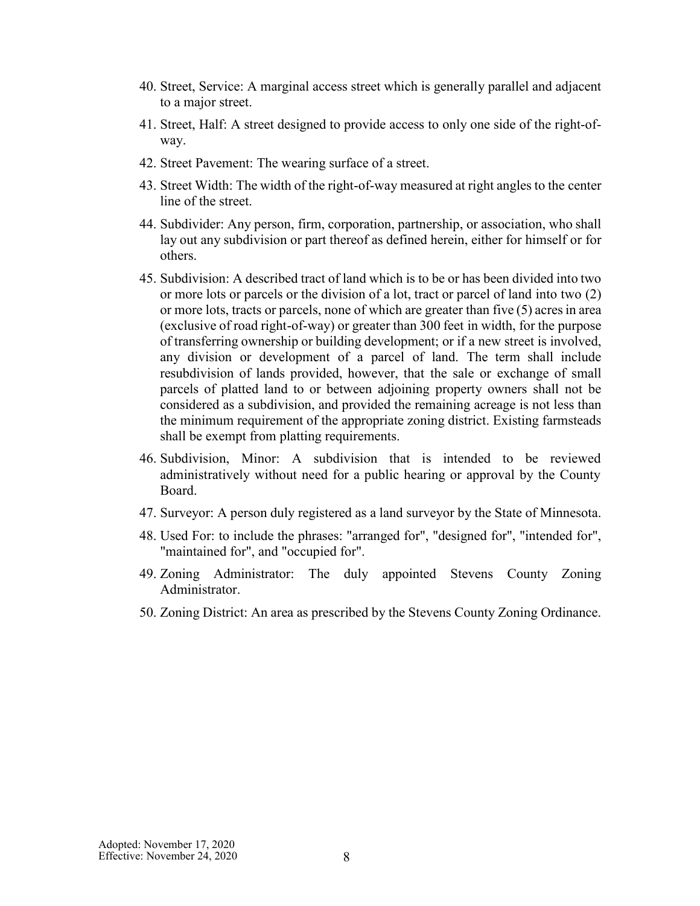40. Street, Service: A marginal access street which is generally parallel and adjacent to a major street.
41. Street, Half: A street designed to provide access to only one side of the right-of-way.
42. Street Pavement: The wearing surface of a street.
43. Street Width: The width of the right-of-way measured at right angles to the center line of the street.
44. Subdivider: Any person, firm, corporation, partnership, or association, who shall lay out any subdivision or part thereof as defined herein, either for himself or for others.
45. Subdivision: A described tract of land which is to be or has been divided into two or more lots or parcels or the division of a lot, tract or parcel of land into two (2) or more lots, tracts or parcels, none of which are greater than five (5) acres in area (exclusive of road right-of-way) or greater than 300 feet in width, for the purpose of transferring ownership or building development; or if a new street is involved, any division or development of a parcel of land. The term shall include resubdivision of lands provided, however, that the sale or exchange of small parcels of platted land to or between adjoining property owners shall not be considered as a subdivision, and provided the remaining acreage is not less than the minimum requirement of the appropriate zoning district. Existing farmsteads shall be exempt from platting requirements.
46. Subdivision, Minor: A subdivision that is intended to be reviewed administratively without need for a public hearing or approval by the County Board.
47. Surveyor: A person duly registered as a land surveyor by the State of Minnesota.
48. Used For: to include the phrases: "arranged for", "designed for", "intended for", "maintained for", and "occupied for".
49. Zoning Administrator: The duly appointed Stevens County Zoning Administrator.
50. Zoning District: An area as prescribed by the Stevens County Zoning Ordinance.

Adopted: November 17, 2020
Effective: November 24, 2020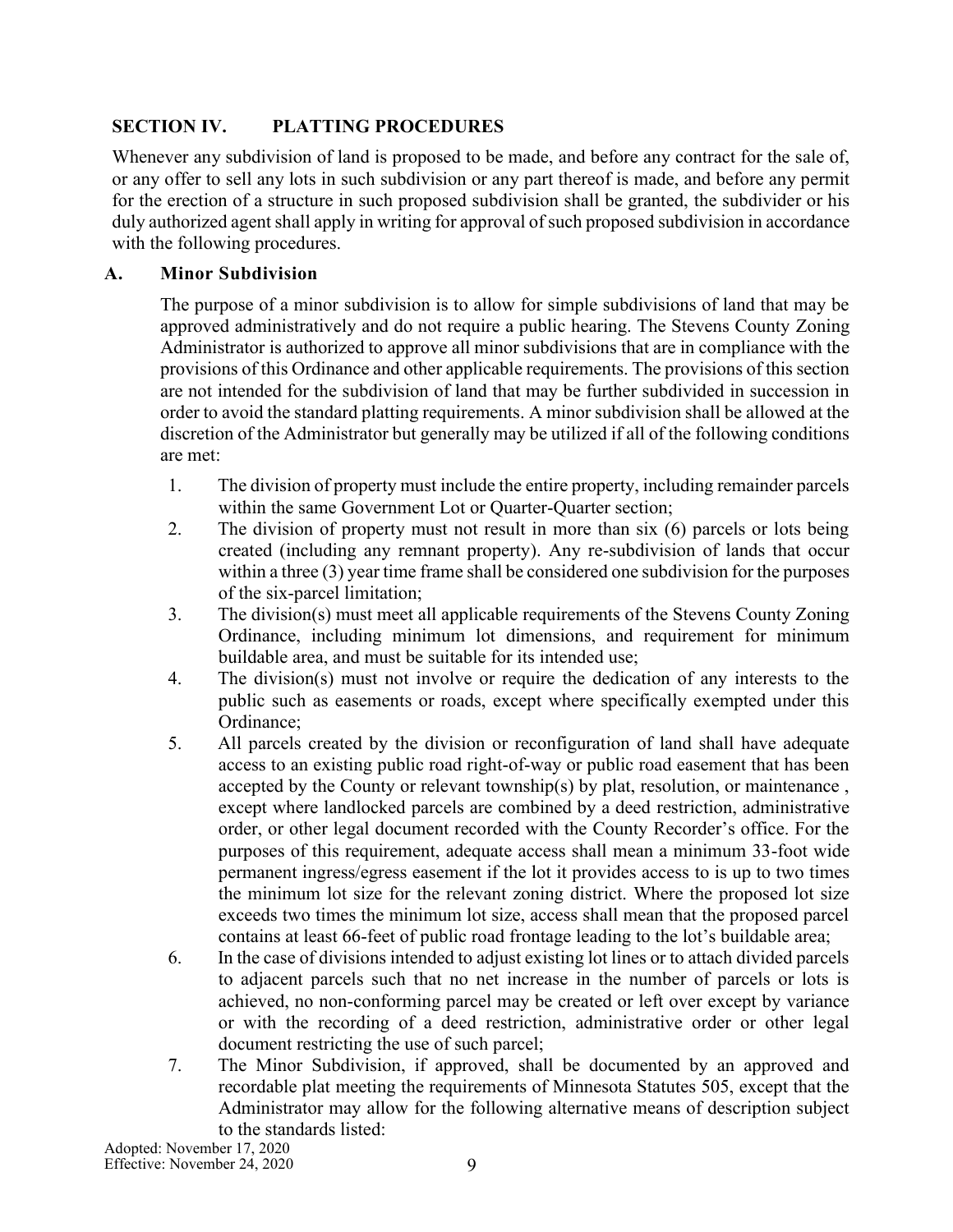## SECTION IV. PLATTING PROCEDURES

Whenever any subdivision of land is proposed to be made, and before any contract for the sale of, or any offer to sell any lots in such subdivision or any part thereof is made, and before any permit for the erection of a structure in such proposed subdivision shall be granted, the subdivider or his duly authorized agent shall apply in writing for approval of such proposed subdivision in accordance with the following procedures.

### A. Minor Subdivision

The purpose of a minor subdivision is to allow for simple subdivisions of land that may be approved administratively and do not require a public hearing. The Stevens County Zoning Administrator is authorized to approve all minor subdivisions that are in compliance with the provisions of this Ordinance and other applicable requirements. The provisions of this section are not intended for the subdivision of land that may be further subdivided in succession in order to avoid the standard platting requirements. A minor subdivision shall be allowed at the discretion of the Administrator but generally may be utilized if all of the following conditions are met:

1. The division of property must include the entire property, including remainder parcels within the same Government Lot or Quarter-Quarter section;
2. The division of property must not result in more than six (6) parcels or lots being created (including any remnant property). Any re-subdivision of lands that occur within a three (3) year time frame shall be considered one subdivision for the purposes of the six-parcel limitation;
3. The division(s) must meet all applicable requirements of the Stevens County Zoning Ordinance, including minimum lot dimensions, and requirement for minimum buildable area, and must be suitable for its intended use;
4. The division(s) must not involve or require the dedication of any interests to the public such as easements or roads, except where specifically exempted under this Ordinance;
5. All parcels created by the division or reconfiguration of land shall have adequate access to an existing public road right-of-way or public road easement that has been accepted by the County or relevant township(s) by plat, resolution, or maintenance , except where landlocked parcels are combined by a deed restriction, administrative order, or other legal document recorded with the County Recorder's office. For the purposes of this requirement, adequate access shall mean a minimum 33-foot wide permanent ingress/egress easement if the lot it provides access to is up to two times the minimum lot size for the relevant zoning district. Where the proposed lot size exceeds two times the minimum lot size, access shall mean that the proposed parcel contains at least 66-feet of public road frontage leading to the lot's buildable area;
6. In the case of divisions intended to adjust existing lot lines or to attach divided parcels to adjacent parcels such that no net increase in the number of parcels or lots is achieved, no non-conforming parcel may be created or left over except by variance or with the recording of a deed restriction, administrative order or other legal document restricting the use of such parcel;
7. The Minor Subdivision, if approved, shall be documented by an approved and recordable plat meeting the requirements of Minnesota Statutes 505, except that the Administrator may allow for the following alternative means of description subject to the standards listed: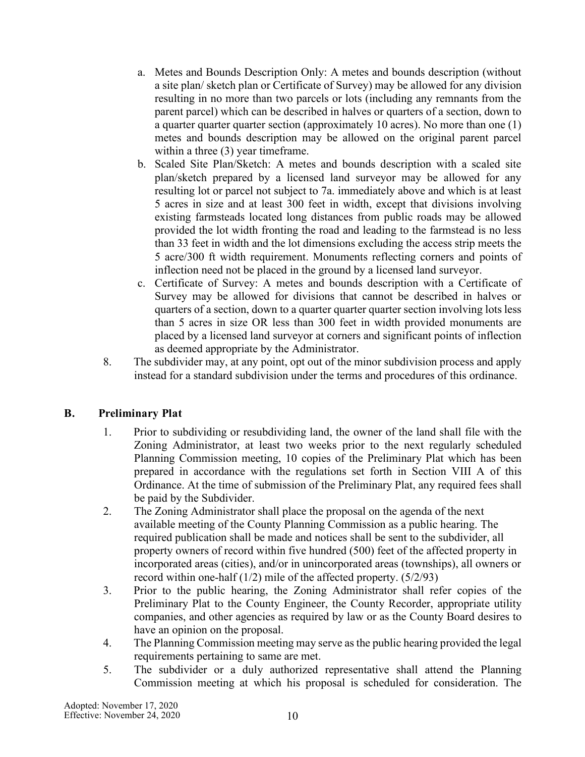a. Metes and Bounds Description Only: A metes and bounds description (without a site plan/ sketch plan or Certificate of Survey) may be allowed for any division resulting in no more than two parcels or lots (including any remnants from the parent parcel) which can be described in halves or quarters of a section, down to a quarter quarter quarter section (approximately 10 acres). No more than one (1) metes and bounds description may be allowed on the original parent parcel within a three (3) year timeframe.

b. Scaled Site Plan/Sketch: A metes and bounds description with a scaled site plan/sketch prepared by a licensed land surveyor may be allowed for any resulting lot or parcel not subject to 7a. immediately above and which is at least 5 acres in size and at least 300 feet in width, except that divisions involving existing farmsteads located long distances from public roads may be allowed provided the lot width fronting the road and leading to the farmstead is no less than 33 feet in width and the lot dimensions excluding the access strip meets the 5 acre/300 ft width requirement. Monuments reflecting corners and points of inflection need not be placed in the ground by a licensed land surveyor.

c. Certificate of Survey: A metes and bounds description with a Certificate of Survey may be allowed for divisions that cannot be described in halves or quarters of a section, down to a quarter quarter quarter section involving lots less than 5 acres in size OR less than 300 feet in width provided monuments are placed by a licensed land surveyor at corners and significant points of inflection as deemed appropriate by the Administrator.

8. The subdivider may, at any point, opt out of the minor subdivision process and apply instead for a standard subdivision under the terms and procedures of this ordinance.

## B. Preliminary Plat

1. Prior to subdividing or resubdividing land, the owner of the land shall file with the Zoning Administrator, at least two weeks prior to the next regularly scheduled Planning Commission meeting, 10 copies of the Preliminary Plat which has been prepared in accordance with the regulations set forth in Section VIII A of this Ordinance. At the time of submission of the Preliminary Plat, any required fees shall be paid by the Subdivider.
2. The Zoning Administrator shall place the proposal on the agenda of the next available meeting of the County Planning Commission as a public hearing. The required publication shall be made and notices shall be sent to the subdivider, all property owners of record within five hundred (500) feet of the affected property in incorporated areas (cities), and/or in unincorporated areas (townships), all owners or record within one-half (1/2) mile of the affected property. (5/2/93)
3. Prior to the public hearing, the Zoning Administrator shall refer copies of the Preliminary Plat to the County Engineer, the County Recorder, appropriate utility companies, and other agencies as required by law or as the County Board desires to have an opinion on the proposal.
4. The Planning Commission meeting may serve as the public hearing provided the legal requirements pertaining to same are met.
5. The subdivider or a duly authorized representative shall attend the Planning Commission meeting at which his proposal is scheduled for consideration. The

Adopted: November 17, 2020
Effective: November 24, 2020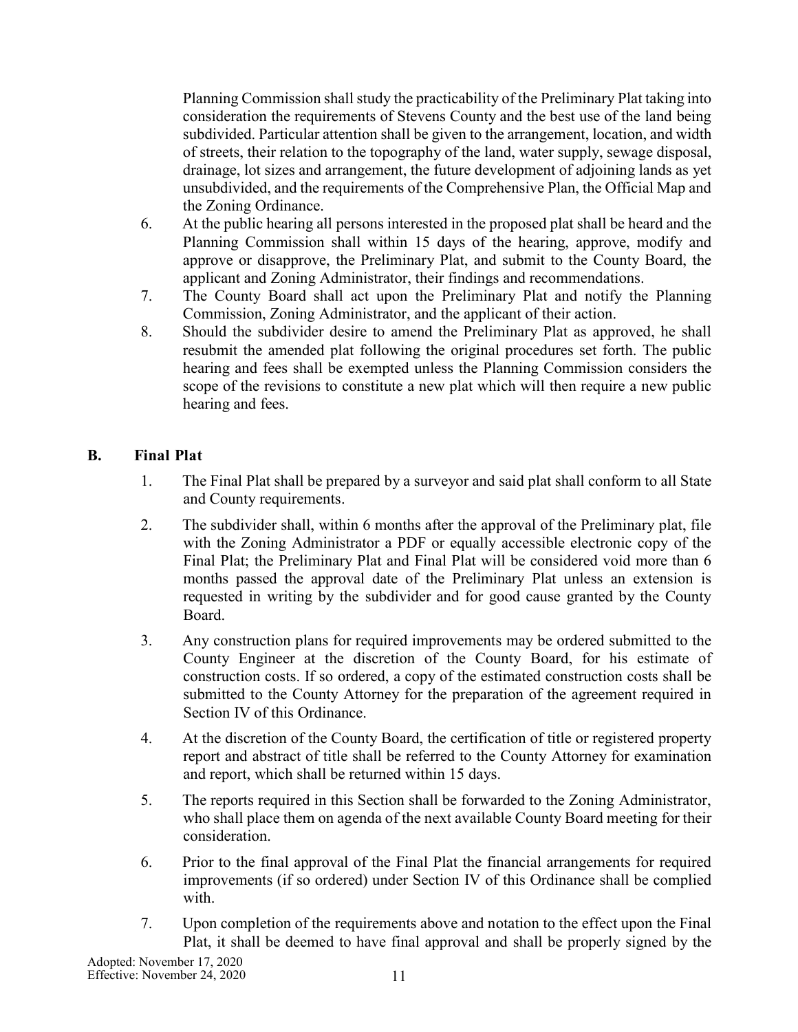Planning Commission shall study the practicability of the Preliminary Plat taking into consideration the requirements of Stevens County and the best use of the land being subdivided. Particular attention shall be given to the arrangement, location, and width of streets, their relation to the topography of the land, water supply, sewage disposal, drainage, lot sizes and arrangement, the future development of adjoining lands as yet unsubdivided, and the requirements of the Comprehensive Plan, the Official Map and the Zoning Ordinance.

6. At the public hearing all persons interested in the proposed plat shall be heard and the Planning Commission shall within 15 days of the hearing, approve, modify and approve or disapprove, the Preliminary Plat, and submit to the County Board, the applicant and Zoning Administrator, their findings and recommendations.
7. The County Board shall act upon the Preliminary Plat and notify the Planning Commission, Zoning Administrator, and the applicant of their action.
8. Should the subdivider desire to amend the Preliminary Plat as approved, he shall resubmit the amended plat following the original procedures set forth. The public hearing and fees shall be exempted unless the Planning Commission considers the scope of the revisions to constitute a new plat which will then require a new public hearing and fees.

## B. Final Plat

1. The Final Plat shall be prepared by a surveyor and said plat shall conform to all State and County requirements.
2. The subdivider shall, within 6 months after the approval of the Preliminary plat, file with the Zoning Administrator a PDF or equally accessible electronic copy of the Final Plat; the Preliminary Plat and Final Plat will be considered void more than 6 months passed the approval date of the Preliminary Plat unless an extension is requested in writing by the subdivider and for good cause granted by the County Board.
3. Any construction plans for required improvements may be ordered submitted to the County Engineer at the discretion of the County Board, for his estimate of construction costs. If so ordered, a copy of the estimated construction costs shall be submitted to the County Attorney for the preparation of the agreement required in Section IV of this Ordinance.
4. At the discretion of the County Board, the certification of title or registered property report and abstract of title shall be referred to the County Attorney for examination and report, which shall be returned within 15 days.
5. The reports required in this Section shall be forwarded to the Zoning Administrator, who shall place them on agenda of the next available County Board meeting for their consideration.
6. Prior to the final approval of the Final Plat the financial arrangements for required improvements (if so ordered) under Section IV of this Ordinance shall be complied with.
7. Upon completion of the requirements above and notation to the effect upon the Final Plat, it shall be deemed to have final approval and shall be properly signed by the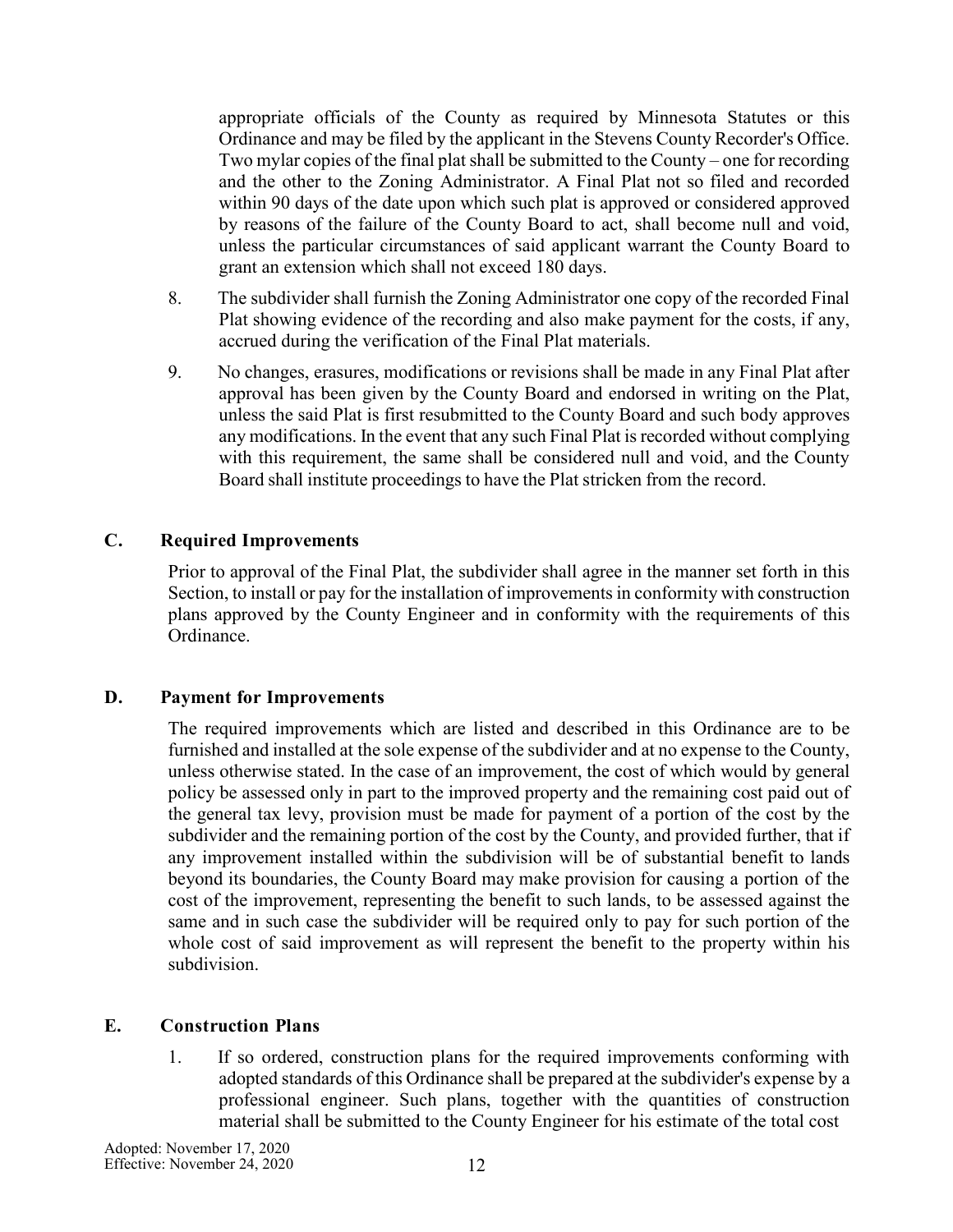appropriate officials of the County as required by Minnesota Statutes or this Ordinance and may be filed by the applicant in the Stevens County Recorder's Office. Two mylar copies of the final plat shall be submitted to the County – one for recording and the other to the Zoning Administrator. A Final Plat not so filed and recorded within 90 days of the date upon which such plat is approved or considered approved by reasons of the failure of the County Board to act, shall become null and void, unless the particular circumstances of said applicant warrant the County Board to grant an extension which shall not exceed 180 days.

8. The subdivider shall furnish the Zoning Administrator one copy of the recorded Final Plat showing evidence of the recording and also make payment for the costs, if any, accrued during the verification of the Final Plat materials.

9. No changes, erasures, modifications or revisions shall be made in any Final Plat after approval has been given by the County Board and endorsed in writing on the Plat, unless the said Plat is first resubmitted to the County Board and such body approves any modifications. In the event that any such Final Plat is recorded without complying with this requirement, the same shall be considered null and void, and the County Board shall institute proceedings to have the Plat stricken from the record.

## C. Required Improvements

Prior to approval of the Final Plat, the subdivider shall agree in the manner set forth in this Section, to install or pay for the installation of improvements in conformity with construction plans approved by the County Engineer and in conformity with the requirements of this Ordinance.

## D. Payment for Improvements

The required improvements which are listed and described in this Ordinance are to be furnished and installed at the sole expense of the subdivider and at no expense to the County, unless otherwise stated. In the case of an improvement, the cost of which would by general policy be assessed only in part to the improved property and the remaining cost paid out of the general tax levy, provision must be made for payment of a portion of the cost by the subdivider and the remaining portion of the cost by the County, and provided further, that if any improvement installed within the subdivision will be of substantial benefit to lands beyond its boundaries, the County Board may make provision for causing a portion of the cost of the improvement, representing the benefit to such lands, to be assessed against the same and in such case the subdivider will be required only to pay for such portion of the whole cost of said improvement as will represent the benefit to the property within his subdivision.

## E. Construction Plans

1. If so ordered, construction plans for the required improvements conforming with adopted standards of this Ordinance shall be prepared at the subdivider's expense by a professional engineer. Such plans, together with the quantities of construction material shall be submitted to the County Engineer for his estimate of the total cost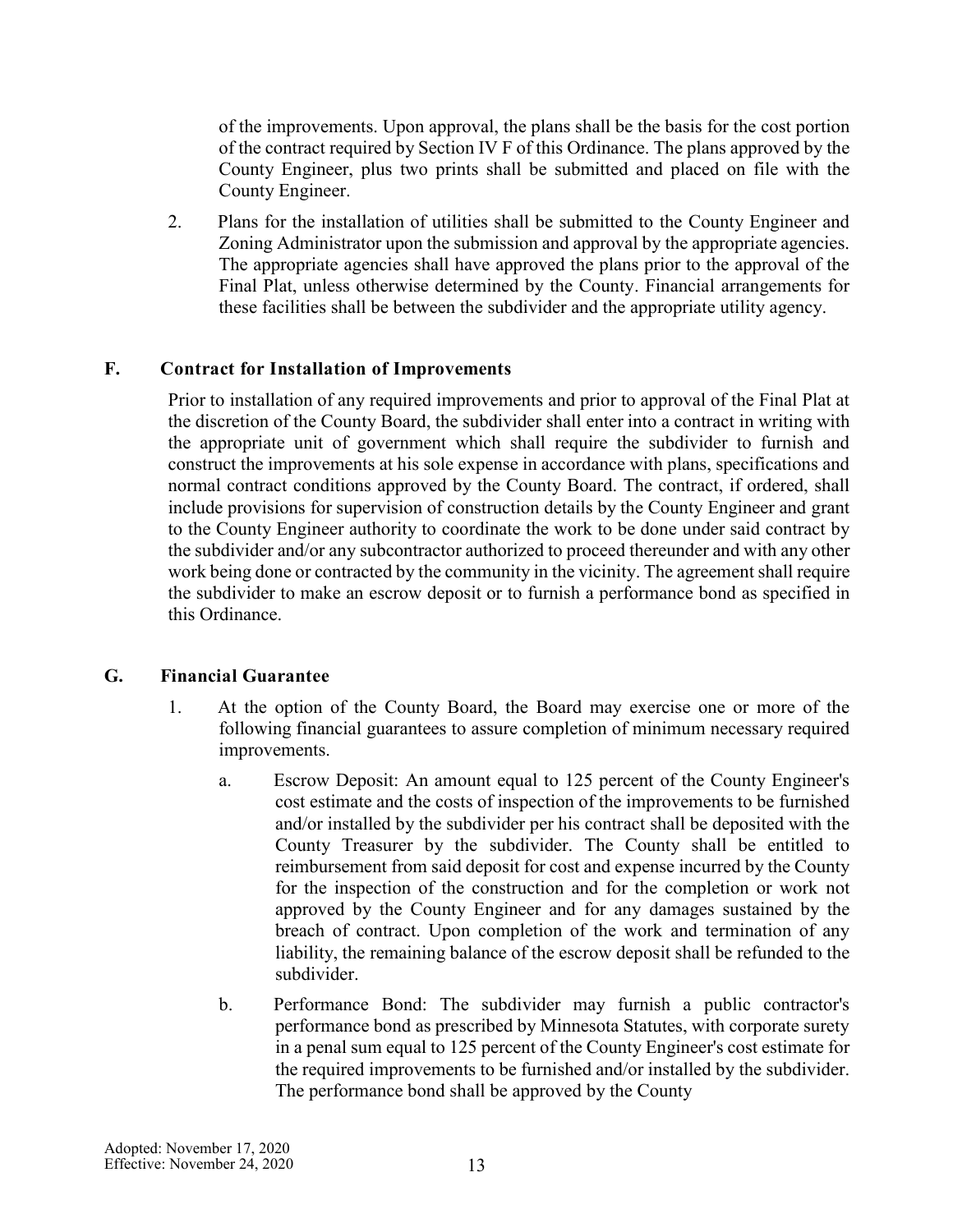of the improvements. Upon approval, the plans shall be the basis for the cost portion of the contract required by Section IV F of this Ordinance. The plans approved by the County Engineer, plus two prints shall be submitted and placed on file with the County Engineer.

2. Plans for the installation of utilities shall be submitted to the County Engineer and Zoning Administrator upon the submission and approval by the appropriate agencies. The appropriate agencies shall have approved the plans prior to the approval of the Final Plat, unless otherwise determined by the County. Financial arrangements for these facilities shall be between the subdivider and the appropriate utility agency.

## F. Contract for Installation of Improvements

Prior to installation of any required improvements and prior to approval of the Final Plat at the discretion of the County Board, the subdivider shall enter into a contract in writing with the appropriate unit of government which shall require the subdivider to furnish and construct the improvements at his sole expense in accordance with plans, specifications and normal contract conditions approved by the County Board. The contract, if ordered, shall include provisions for supervision of construction details by the County Engineer and grant to the County Engineer authority to coordinate the work to be done under said contract by the subdivider and/or any subcontractor authorized to proceed thereunder and with any other work being done or contracted by the community in the vicinity. The agreement shall require the subdivider to make an escrow deposit or to furnish a performance bond as specified in this Ordinance.

## G. Financial Guarantee

1. At the option of the County Board, the Board may exercise one or more of the following financial guarantees to assure completion of minimum necessary required improvements.

   a. Escrow Deposit: An amount equal to 125 percent of the County Engineer's cost estimate and the costs of inspection of the improvements to be furnished and/or installed by the subdivider per his contract shall be deposited with the County Treasurer by the subdivider. The County shall be entitled to reimbursement from said deposit for cost and expense incurred by the County for the inspection of the construction and for the completion or work not approved by the County Engineer and for any damages sustained by the breach of contract. Upon completion of the work and termination of any liability, the remaining balance of the escrow deposit shall be refunded to the subdivider.

   b. Performance Bond: The subdivider may furnish a public contractor's performance bond as prescribed by Minnesota Statutes, with corporate surety in a penal sum equal to 125 percent of the County Engineer's cost estimate for the required improvements to be furnished and/or installed by the subdivider. The performance bond shall be approved by the County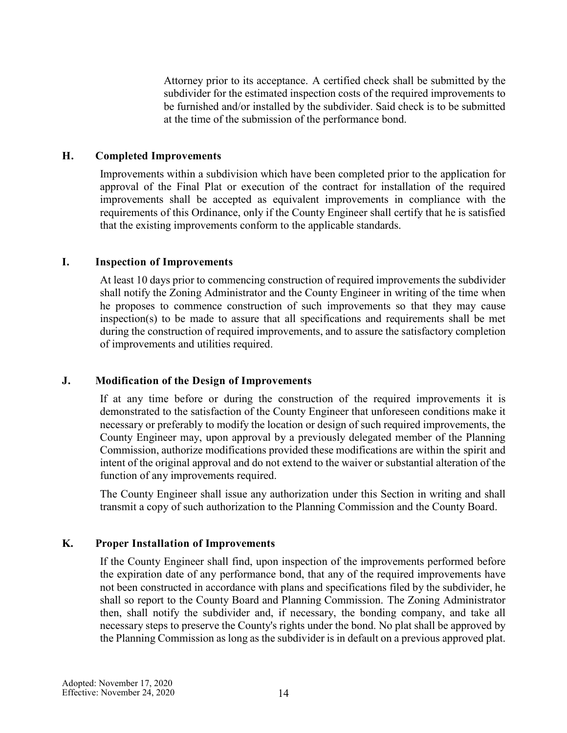Attorney prior to its acceptance. A certified check shall be submitted by the subdivider for the estimated inspection costs of the required improvements to be furnished and/or installed by the subdivider. Said check is to be submitted at the time of the submission of the performance bond.

### H. Completed Improvements

Improvements within a subdivision which have been completed prior to the application for approval of the Final Plat or execution of the contract for installation of the required improvements shall be accepted as equivalent improvements in compliance with the requirements of this Ordinance, only if the County Engineer shall certify that he is satisfied that the existing improvements conform to the applicable standards.

### I. Inspection of Improvements

At least 10 days prior to commencing construction of required improvements the subdivider shall notify the Zoning Administrator and the County Engineer in writing of the time when he proposes to commence construction of such improvements so that they may cause inspection(s) to be made to assure that all specifications and requirements shall be met during the construction of required improvements, and to assure the satisfactory completion of improvements and utilities required.

### J. Modification of the Design of Improvements

If at any time before or during the construction of the required improvements it is demonstrated to the satisfaction of the County Engineer that unforeseen conditions make it necessary or preferably to modify the location or design of such required improvements, the County Engineer may, upon approval by a previously delegated member of the Planning Commission, authorize modifications provided these modifications are within the spirit and intent of the original approval and do not extend to the waiver or substantial alteration of the function of any improvements required.

The County Engineer shall issue any authorization under this Section in writing and shall transmit a copy of such authorization to the Planning Commission and the County Board.

### K. Proper Installation of Improvements

If the County Engineer shall find, upon inspection of the improvements performed before the expiration date of any performance bond, that any of the required improvements have not been constructed in accordance with plans and specifications filed by the subdivider, he shall so report to the County Board and Planning Commission. The Zoning Administrator then, shall notify the subdivider and, if necessary, the bonding company, and take all necessary steps to preserve the County's rights under the bond. No plat shall be approved by the Planning Commission as long as the subdivider is in default on a previous approved plat.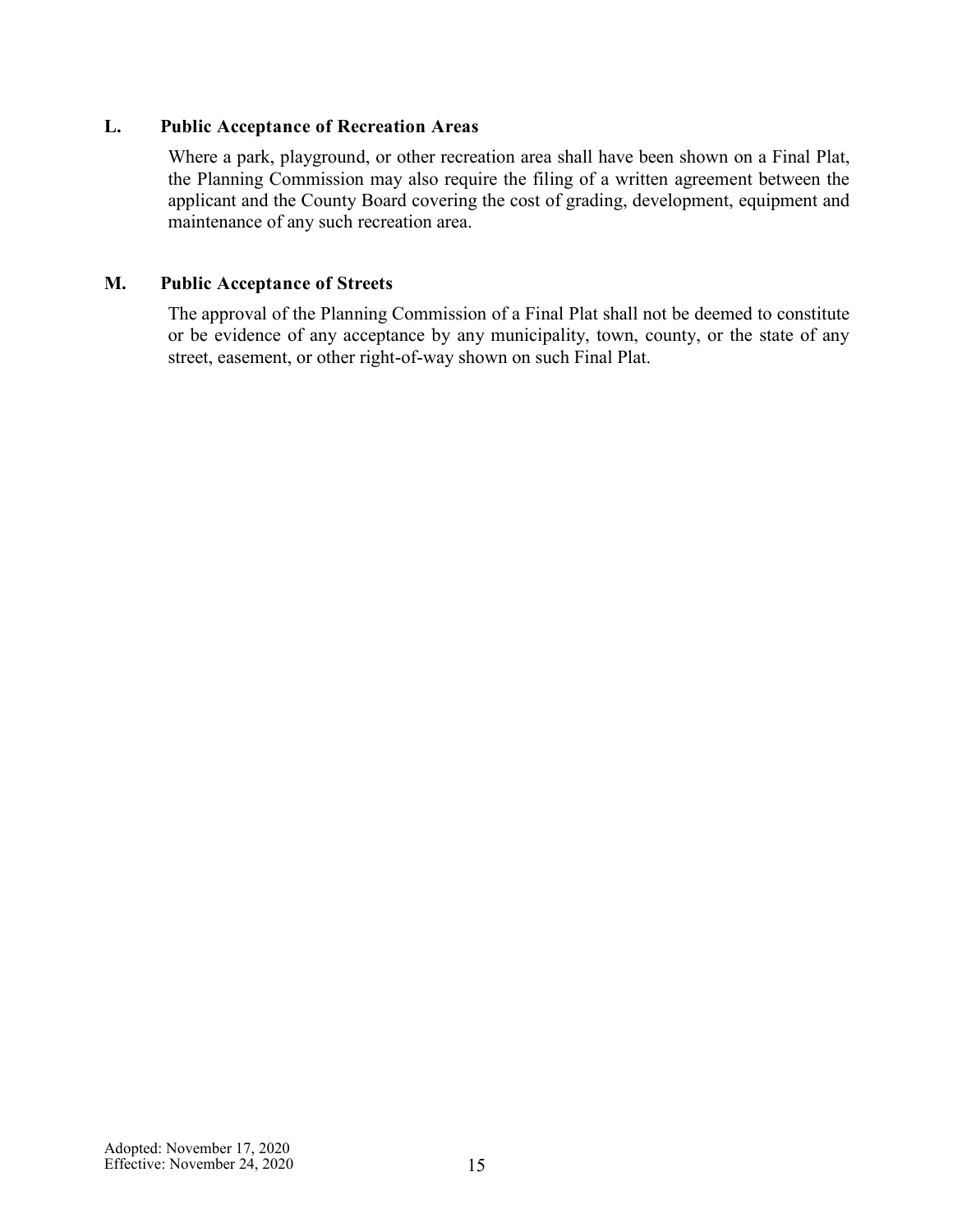### L. Public Acceptance of Recreation Areas

Where a park, playground, or other recreation area shall have been shown on a Final Plat, the Planning Commission may also require the filing of a written agreement between the applicant and the County Board covering the cost of grading, development, equipment and maintenance of any such recreation area.

### M. Public Acceptance of Streets

The approval of the Planning Commission of a Final Plat shall not be deemed to constitute or be evidence of any acceptance by any municipality, town, county, or the state of any street, easement, or other right-of-way shown on such Final Plat.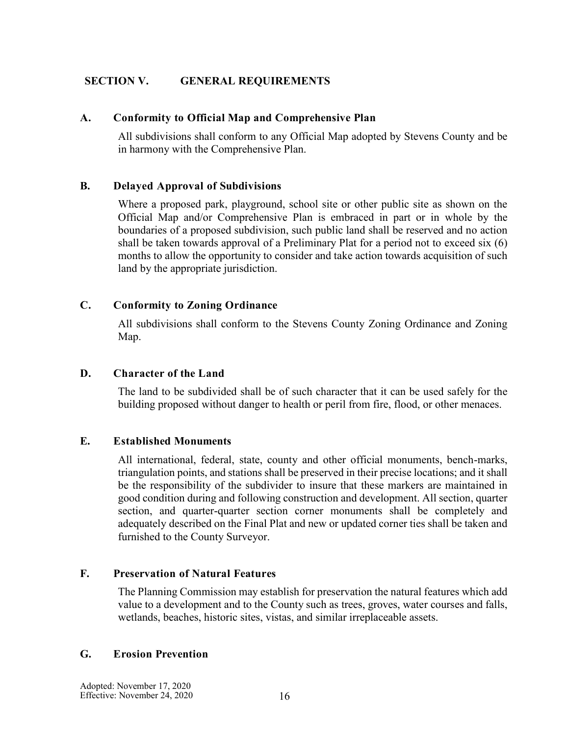## SECTION V. GENERAL REQUIREMENTS

### A. Conformity to Official Map and Comprehensive Plan

All subdivisions shall conform to any Official Map adopted by Stevens County and be in harmony with the Comprehensive Plan.

### B. Delayed Approval of Subdivisions

Where a proposed park, playground, school site or other public site as shown on the Official Map and/or Comprehensive Plan is embraced in part or in whole by the boundaries of a proposed subdivision, such public land shall be reserved and no action shall be taken towards approval of a Preliminary Plat for a period not to exceed six (6) months to allow the opportunity to consider and take action towards acquisition of such land by the appropriate jurisdiction.

### C. Conformity to Zoning Ordinance

All subdivisions shall conform to the Stevens County Zoning Ordinance and Zoning Map.

### D. Character of the Land

The land to be subdivided shall be of such character that it can be used safely for the building proposed without danger to health or peril from fire, flood, or other menaces.

### E. Established Monuments

All international, federal, state, county and other official monuments, bench-marks, triangulation points, and stations shall be preserved in their precise locations; and it shall be the responsibility of the subdivider to insure that these markers are maintained in good condition during and following construction and development. All section, quarter section, and quarter-quarter section corner monuments shall be completely and adequately described on the Final Plat and new or updated corner ties shall be taken and furnished to the County Surveyor.

### F. Preservation of Natural Features

The Planning Commission may establish for preservation the natural features which add value to a development and to the County such as trees, groves, water courses and falls, wetlands, beaches, historic sites, vistas, and similar irreplaceable assets.

### G. Erosion Prevention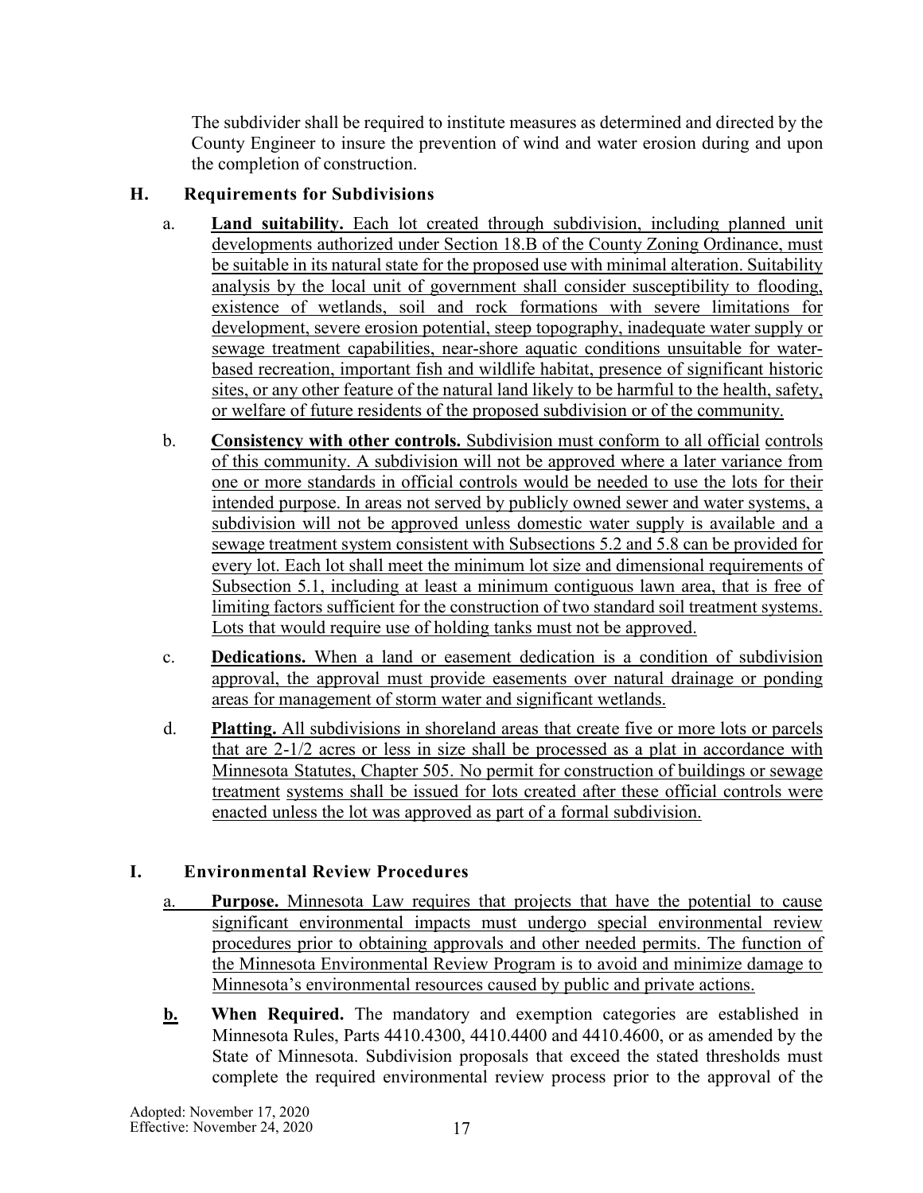The subdivider shall be required to institute measures as determined and directed by the County Engineer to insure the prevention of wind and water erosion during and upon the completion of construction.

### H. Requirements for Subdivisions

a. **Land suitability.** Each lot created through subdivision, including planned unit developments authorized under Section 18.B of the County Zoning Ordinance, must be suitable in its natural state for the proposed use with minimal alteration. Suitability analysis by the local unit of government shall consider susceptibility to flooding, existence of wetlands, soil and rock formations with severe limitations for development, severe erosion potential, steep topography, inadequate water supply or sewage treatment capabilities, near-shore aquatic conditions unsuitable for water-based recreation, important fish and wildlife habitat, presence of significant historic sites, or any other feature of the natural land likely to be harmful to the health, safety, or welfare of future residents of the proposed subdivision or of the community.

b. **Consistency with other controls.** Subdivision must conform to all official controls of this community. A subdivision will not be approved where a later variance from one or more standards in official controls would be needed to use the lots for their intended purpose. In areas not served by publicly owned sewer and water systems, a subdivision will not be approved unless domestic water supply is available and a sewage treatment system consistent with Subsections 5.2 and 5.8 can be provided for every lot. Each lot shall meet the minimum lot size and dimensional requirements of Subsection 5.1, including at least a minimum contiguous lawn area, that is free of limiting factors sufficient for the construction of two standard soil treatment systems. Lots that would require use of holding tanks must not be approved.

c. **Dedications.** When a land or easement dedication is a condition of subdivision approval, the approval must provide easements over natural drainage or ponding areas for management of storm water and significant wetlands.

d. **Platting.** All subdivisions in shoreland areas that create five or more lots or parcels that are 2-1/2 acres or less in size shall be processed as a plat in accordance with Minnesota Statutes, Chapter 505. No permit for construction of buildings or sewage treatment systems shall be issued for lots created after these official controls were enacted unless the lot was approved as part of a formal subdivision.

### I. Environmental Review Procedures

a. **Purpose.** Minnesota Law requires that projects that have the potential to cause significant environmental impacts must undergo special environmental review procedures prior to obtaining approvals and other needed permits. The function of the Minnesota Environmental Review Program is to avoid and minimize damage to Minnesota's environmental resources caused by public and private actions.

b. **When Required.** The mandatory and exemption categories are established in Minnesota Rules, Parts 4410.4300, 4410.4400 and 4410.4600, or as amended by the State of Minnesota. Subdivision proposals that exceed the stated thresholds must complete the required environmental review process prior to the approval of the

Adopted: November 17, 2020
Effective: November 24, 2020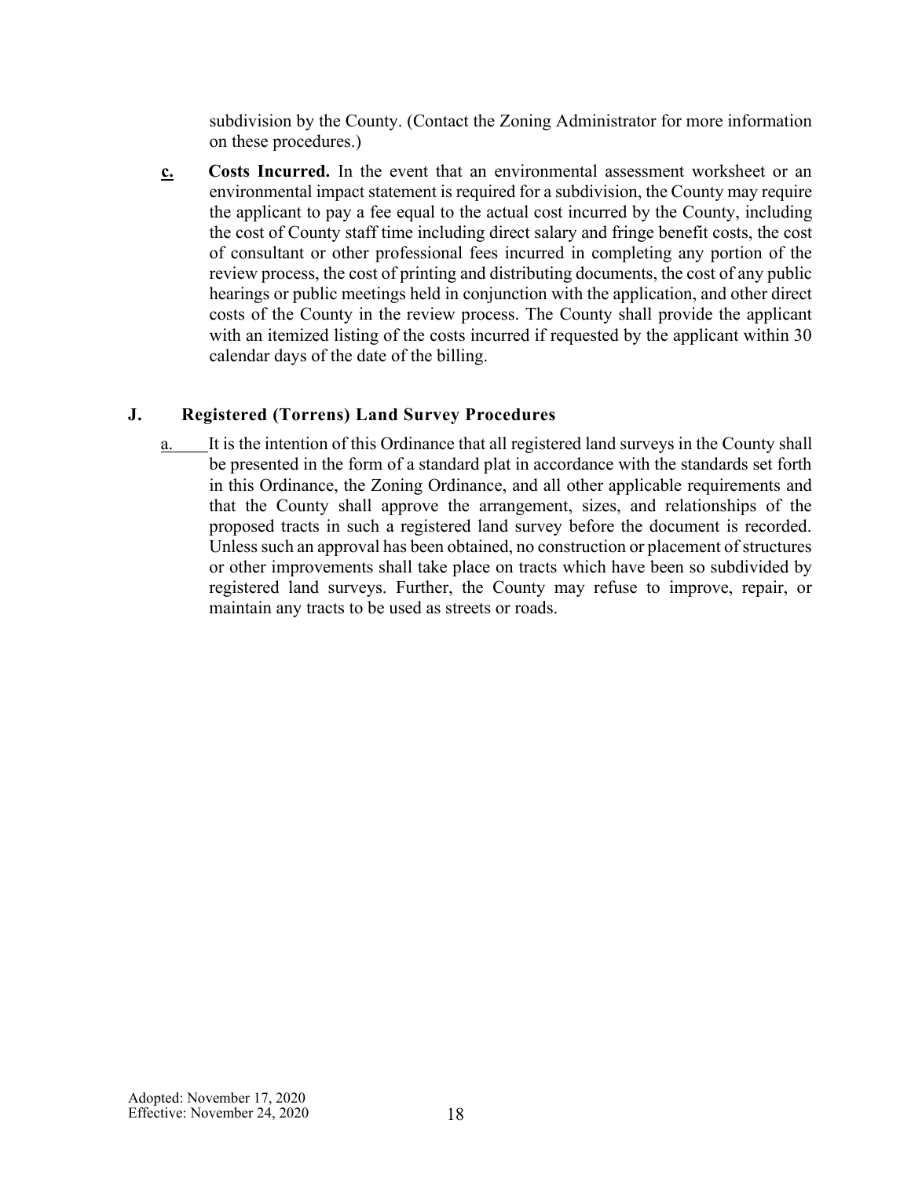subdivision by the County. (Contact the Zoning Administrator for more information on these procedures.)

**c.** **Costs Incurred.** In the event that an environmental assessment worksheet or an environmental impact statement is required for a subdivision, the County may require the applicant to pay a fee equal to the actual cost incurred by the County, including the cost of County staff time including direct salary and fringe benefit costs, the cost of consultant or other professional fees incurred in completing any portion of the review process, the cost of printing and distributing documents, the cost of any public hearings or public meetings held in conjunction with the application, and other direct costs of the County in the review process. The County shall provide the applicant with an itemized listing of the costs incurred if requested by the applicant within 30 calendar days of the date of the billing.

## J. Registered (Torrens) Land Survey Procedures

a. It is the intention of this Ordinance that all registered land surveys in the County shall be presented in the form of a standard plat in accordance with the standards set forth in this Ordinance, the Zoning Ordinance, and all other applicable requirements and that the County shall approve the arrangement, sizes, and relationships of the proposed tracts in such a registered land survey before the document is recorded. Unless such an approval has been obtained, no construction or placement of structures or other improvements shall take place on tracts which have been so subdivided by registered land surveys. Further, the County may refuse to improve, repair, or maintain any tracts to be used as streets or roads.

Adopted: November 17, 2020
Effective: November 24, 2020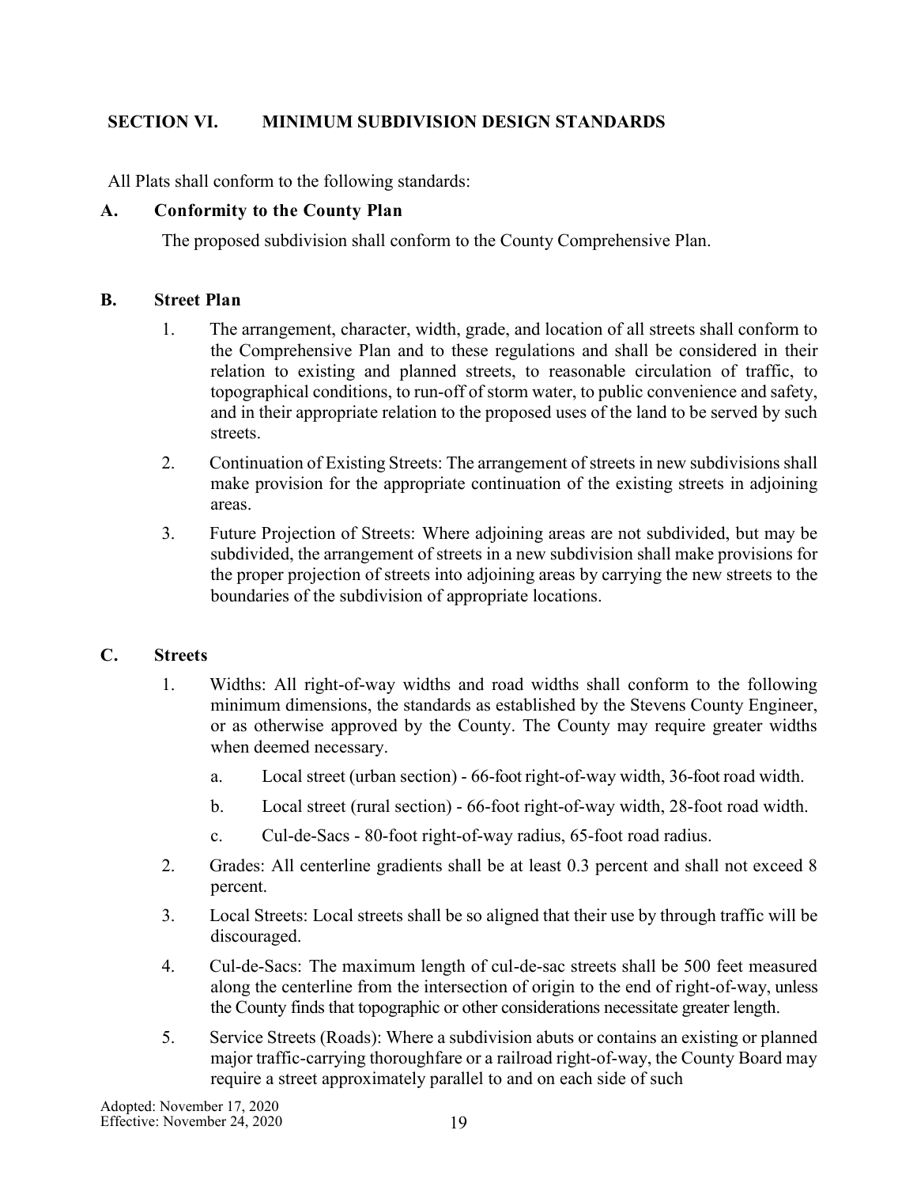## SECTION VI. MINIMUM SUBDIVISION DESIGN STANDARDS

All Plats shall conform to the following standards:

### A. Conformity to the County Plan

The proposed subdivision shall conform to the County Comprehensive Plan.

### B. Street Plan

1. The arrangement, character, width, grade, and location of all streets shall conform to the Comprehensive Plan and to these regulations and shall be considered in their relation to existing and planned streets, to reasonable circulation of traffic, to topographical conditions, to run-off of storm water, to public convenience and safety, and in their appropriate relation to the proposed uses of the land to be served by such streets.
2. Continuation of Existing Streets: The arrangement of streets in new subdivisions shall make provision for the appropriate continuation of the existing streets in adjoining areas.
3. Future Projection of Streets: Where adjoining areas are not subdivided, but may be subdivided, the arrangement of streets in a new subdivision shall make provisions for the proper projection of streets into adjoining areas by carrying the new streets to the boundaries of the subdivision of appropriate locations.

### C. Streets

1. Widths: All right-of-way widths and road widths shall conform to the following minimum dimensions, the standards as established by the Stevens County Engineer, or as otherwise approved by the County. The County may require greater widths when deemed necessary.
   a. Local street (urban section) - 66-foot right-of-way width, 36-foot road width.
   b. Local street (rural section) - 66-foot right-of-way width, 28-foot road width.
   c. Cul-de-Sacs - 80-foot right-of-way radius, 65-foot road radius.
2. Grades: All centerline gradients shall be at least 0.3 percent and shall not exceed 8 percent.
3. Local Streets: Local streets shall be so aligned that their use by through traffic will be discouraged.
4. Cul-de-Sacs: The maximum length of cul-de-sac streets shall be 500 feet measured along the centerline from the intersection of origin to the end of right-of-way, unless the County finds that topographic or other considerations necessitate greater length.
5. Service Streets (Roads): Where a subdivision abuts or contains an existing or planned major traffic-carrying thoroughfare or a railroad right-of-way, the County Board may require a street approximately parallel to and on each side of such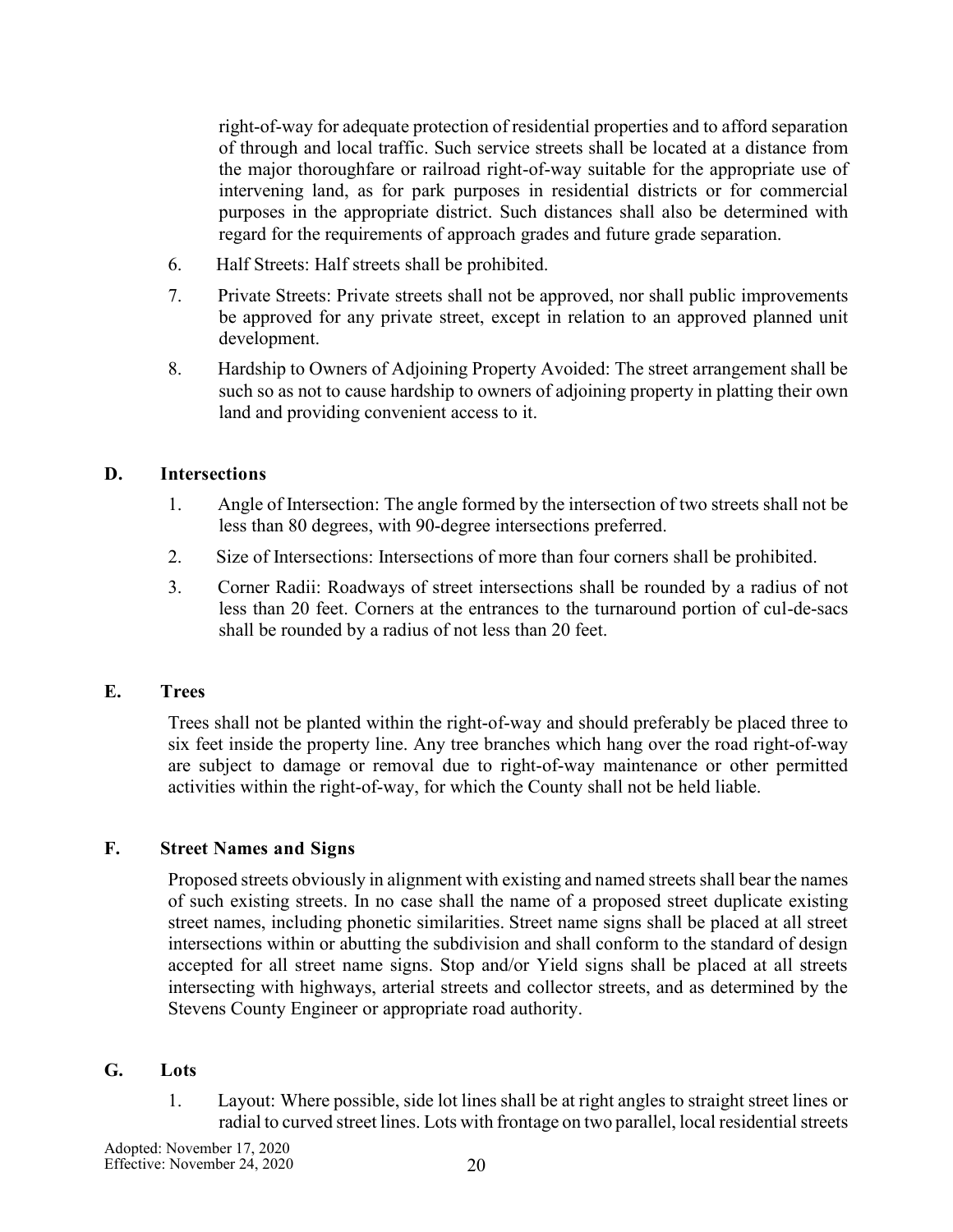right-of-way for adequate protection of residential properties and to afford separation of through and local traffic. Such service streets shall be located at a distance from the major thoroughfare or railroad right-of-way suitable for the appropriate use of intervening land, as for park purposes in residential districts or for commercial purposes in the appropriate district. Such distances shall also be determined with regard for the requirements of approach grades and future grade separation.

6. Half Streets: Half streets shall be prohibited.

7. Private Streets: Private streets shall not be approved, nor shall public improvements be approved for any private street, except in relation to an approved planned unit development.

8. Hardship to Owners of Adjoining Property Avoided: The street arrangement shall be such so as not to cause hardship to owners of adjoining property in platting their own land and providing convenient access to it.

## D. Intersections

1. Angle of Intersection: The angle formed by the intersection of two streets shall not be less than 80 degrees, with 90-degree intersections preferred.

2. Size of Intersections: Intersections of more than four corners shall be prohibited.

3. Corner Radii: Roadways of street intersections shall be rounded by a radius of not less than 20 feet. Corners at the entrances to the turnaround portion of cul-de-sacs shall be rounded by a radius of not less than 20 feet.

## E. Trees

Trees shall not be planted within the right-of-way and should preferably be placed three to six feet inside the property line. Any tree branches which hang over the road right-of-way are subject to damage or removal due to right-of-way maintenance or other permitted activities within the right-of-way, for which the County shall not be held liable.

## F. Street Names and Signs

Proposed streets obviously in alignment with existing and named streets shall bear the names of such existing streets. In no case shall the name of a proposed street duplicate existing street names, including phonetic similarities. Street name signs shall be placed at all street intersections within or abutting the subdivision and shall conform to the standard of design accepted for all street name signs. Stop and/or Yield signs shall be placed at all streets intersecting with highways, arterial streets and collector streets, and as determined by the Stevens County Engineer or appropriate road authority.

## G. Lots

1. Layout: Where possible, side lot lines shall be at right angles to straight street lines or radial to curved street lines. Lots with frontage on two parallel, local residential streets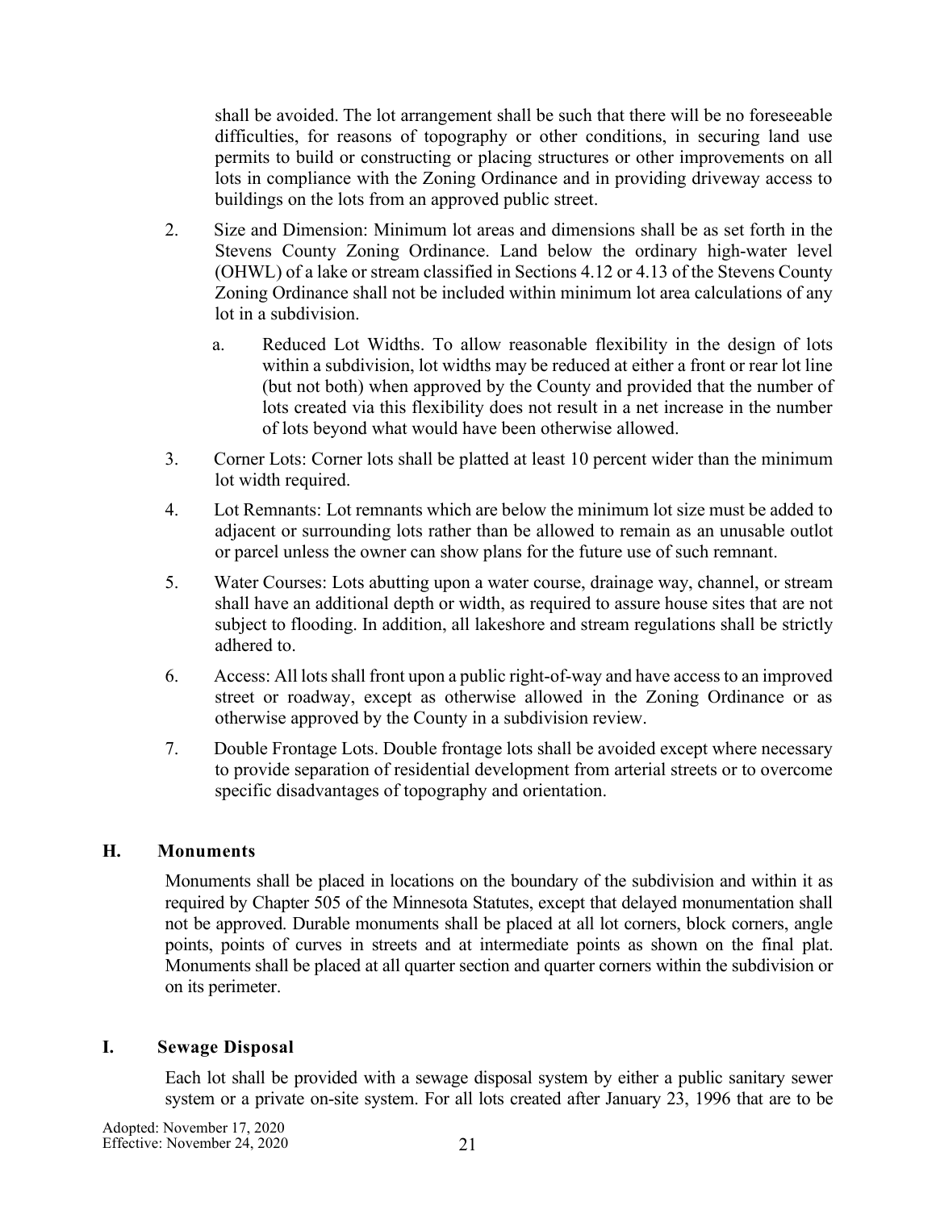shall be avoided. The lot arrangement shall be such that there will be no foreseeable difficulties, for reasons of topography or other conditions, in securing land use permits to build or constructing or placing structures or other improvements on all lots in compliance with the Zoning Ordinance and in providing driveway access to buildings on the lots from an approved public street.

2. Size and Dimension: Minimum lot areas and dimensions shall be as set forth in the Stevens County Zoning Ordinance. Land below the ordinary high-water level (OHWL) of a lake or stream classified in Sections 4.12 or 4.13 of the Stevens County Zoning Ordinance shall not be included within minimum lot area calculations of any lot in a subdivision.

   a. Reduced Lot Widths. To allow reasonable flexibility in the design of lots within a subdivision, lot widths may be reduced at either a front or rear lot line (but not both) when approved by the County and provided that the number of lots created via this flexibility does not result in a net increase in the number of lots beyond what would have been otherwise allowed.

3. Corner Lots: Corner lots shall be platted at least 10 percent wider than the minimum lot width required.

4. Lot Remnants: Lot remnants which are below the minimum lot size must be added to adjacent or surrounding lots rather than be allowed to remain as an unusable outlot or parcel unless the owner can show plans for the future use of such remnant.

5. Water Courses: Lots abutting upon a water course, drainage way, channel, or stream shall have an additional depth or width, as required to assure house sites that are not subject to flooding. In addition, all lakeshore and stream regulations shall be strictly adhered to.

6. Access: All lots shall front upon a public right-of-way and have access to an improved street or roadway, except as otherwise allowed in the Zoning Ordinance or as otherwise approved by the County in a subdivision review.

7. Double Frontage Lots. Double frontage lots shall be avoided except where necessary to provide separation of residential development from arterial streets or to overcome specific disadvantages of topography and orientation.

## H. Monuments

Monuments shall be placed in locations on the boundary of the subdivision and within it as required by Chapter 505 of the Minnesota Statutes, except that delayed monumentation shall not be approved. Durable monuments shall be placed at all lot corners, block corners, angle points, points of curves in streets and at intermediate points as shown on the final plat. Monuments shall be placed at all quarter section and quarter corners within the subdivision or on its perimeter.

## I. Sewage Disposal

Each lot shall be provided with a sewage disposal system by either a public sanitary sewer system or a private on-site system. For all lots created after January 23, 1996 that are to be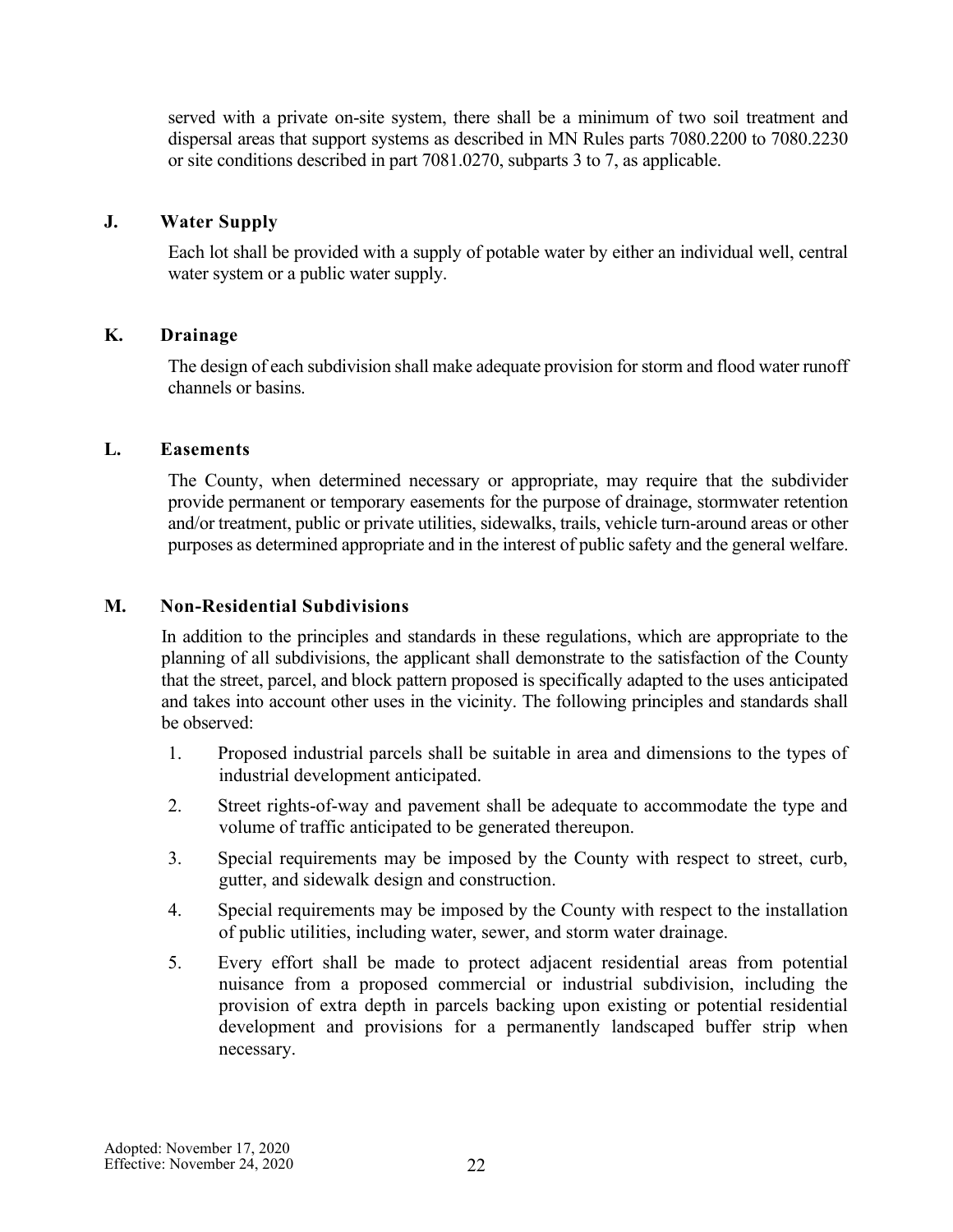served with a private on-site system, there shall be a minimum of two soil treatment and dispersal areas that support systems as described in MN Rules parts 7080.2200 to 7080.2230 or site conditions described in part 7081.0270, subparts 3 to 7, as applicable.

### J. Water Supply

Each lot shall be provided with a supply of potable water by either an individual well, central water system or a public water supply.

### K. Drainage

The design of each subdivision shall make adequate provision for storm and flood water runoff channels or basins.

### L. Easements

The County, when determined necessary or appropriate, may require that the subdivider provide permanent or temporary easements for the purpose of drainage, stormwater retention and/or treatment, public or private utilities, sidewalks, trails, vehicle turn-around areas or other purposes as determined appropriate and in the interest of public safety and the general welfare.

### M. Non-Residential Subdivisions

In addition to the principles and standards in these regulations, which are appropriate to the planning of all subdivisions, the applicant shall demonstrate to the satisfaction of the County that the street, parcel, and block pattern proposed is specifically adapted to the uses anticipated and takes into account other uses in the vicinity. The following principles and standards shall be observed:

1. Proposed industrial parcels shall be suitable in area and dimensions to the types of industrial development anticipated.
2. Street rights-of-way and pavement shall be adequate to accommodate the type and volume of traffic anticipated to be generated thereupon.
3. Special requirements may be imposed by the County with respect to street, curb, gutter, and sidewalk design and construction.
4. Special requirements may be imposed by the County with respect to the installation of public utilities, including water, sewer, and storm water drainage.
5. Every effort shall be made to protect adjacent residential areas from potential nuisance from a proposed commercial or industrial subdivision, including the provision of extra depth in parcels backing upon existing or potential residential development and provisions for a permanently landscaped buffer strip when necessary.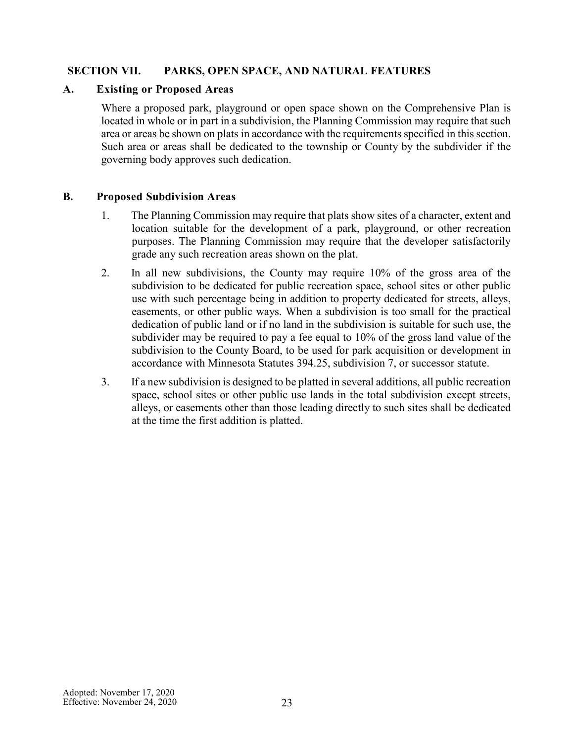## SECTION VII. PARKS, OPEN SPACE, AND NATURAL FEATURES

### A. Existing or Proposed Areas

Where a proposed park, playground or open space shown on the Comprehensive Plan is located in whole or in part in a subdivision, the Planning Commission may require that such area or areas be shown on plats in accordance with the requirements specified in this section. Such area or areas shall be dedicated to the township or County by the subdivider if the governing body approves such dedication.

### B. Proposed Subdivision Areas

1. The Planning Commission may require that plats show sites of a character, extent and location suitable for the development of a park, playground, or other recreation purposes. The Planning Commission may require that the developer satisfactorily grade any such recreation areas shown on the plat.

2. In all new subdivisions, the County may require 10% of the gross area of the subdivision to be dedicated for public recreation space, school sites or other public use with such percentage being in addition to property dedicated for streets, alleys, easements, or other public ways. When a subdivision is too small for the practical dedication of public land or if no land in the subdivision is suitable for such use, the subdivider may be required to pay a fee equal to 10% of the gross land value of the subdivision to the County Board, to be used for park acquisition or development in accordance with Minnesota Statutes 394.25, subdivision 7, or successor statute.

3. If a new subdivision is designed to be platted in several additions, all public recreation space, school sites or other public use lands in the total subdivision except streets, alleys, or easements other than those leading directly to such sites shall be dedicated at the time the first addition is platted.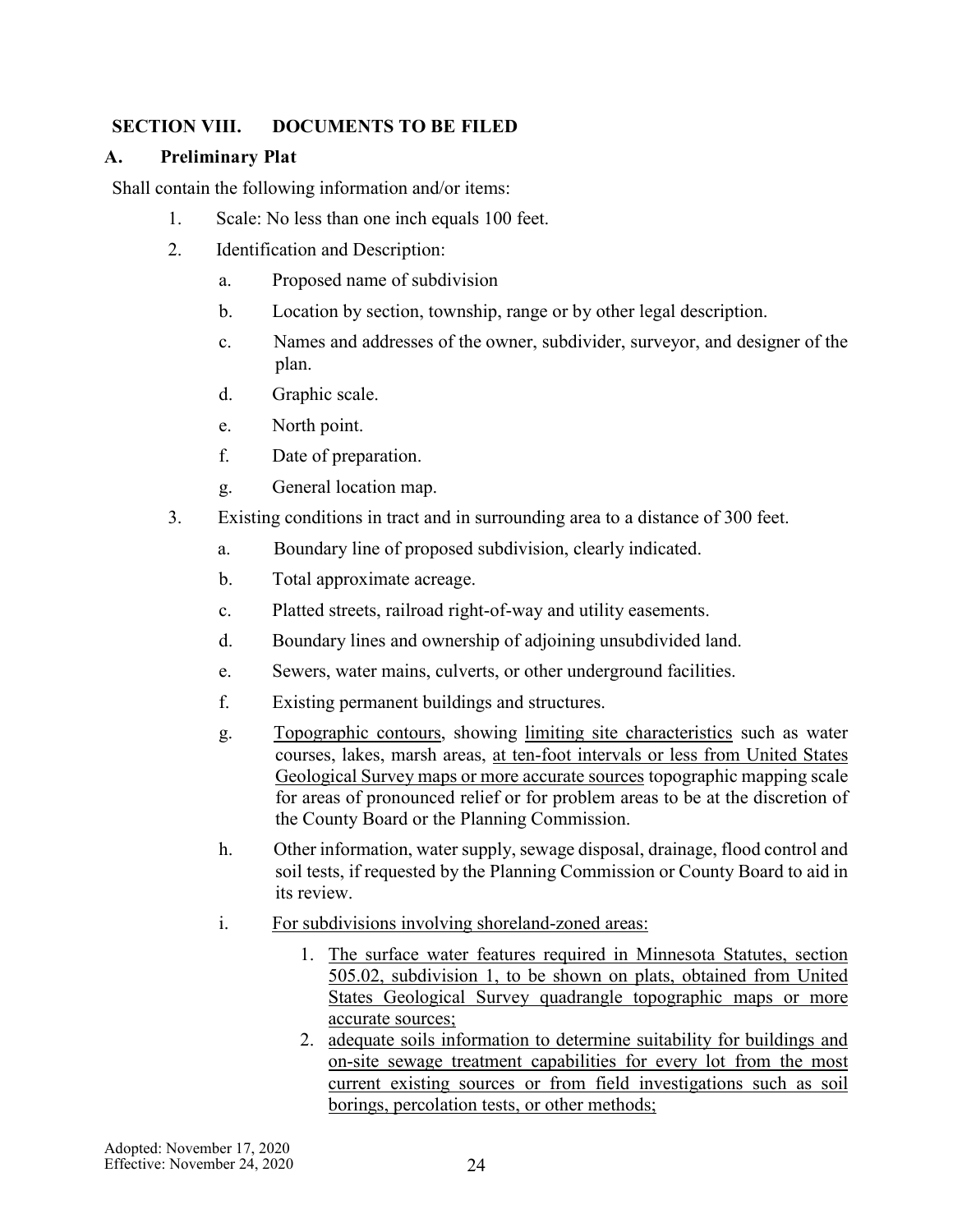## SECTION VIII. DOCUMENTS TO BE FILED

### A. Preliminary Plat

Shall contain the following information and/or items:

1. Scale: No less than one inch equals 100 feet.
2. Identification and Description:
   a. Proposed name of subdivision
   b. Location by section, township, range or by other legal description.
   c. Names and addresses of the owner, subdivider, surveyor, and designer of the plan.
   d. Graphic scale.
   e. North point.
   f. Date of preparation.
   g. General location map.
3. Existing conditions in tract and in surrounding area to a distance of 300 feet.
   a. Boundary line of proposed subdivision, clearly indicated.
   b. Total approximate acreage.
   c. Platted streets, railroad right-of-way and utility easements.
   d. Boundary lines and ownership of adjoining unsubdivided land.
   e. Sewers, water mains, culverts, or other underground facilities.
   f. Existing permanent buildings and structures.
   g. <u>Topographic contours</u>, showing <u>limiting site characteristics</u> such as water courses, lakes, marsh areas, <u>at ten-foot intervals or less from United States Geological Survey maps or more accurate sources</u> topographic mapping scale for areas of pronounced relief or for problem areas to be at the discretion of the County Board or the Planning Commission.
   h. Other information, water supply, sewage disposal, drainage, flood control and soil tests, if requested by the Planning Commission or County Board to aid in its review.
   i. <u>For subdivisions involving shoreland-zoned areas:</u>
      1. <u>The surface water features required in Minnesota Statutes, section 505.02, subdivision 1, to be shown on plats, obtained from United States Geological Survey quadrangle topographic maps or more accurate sources;</u>
      2. <u>adequate soils information to determine suitability for buildings and on-site sewage treatment capabilities for every lot from the most current existing sources or from field investigations such as soil borings, percolation tests, or other methods;</u>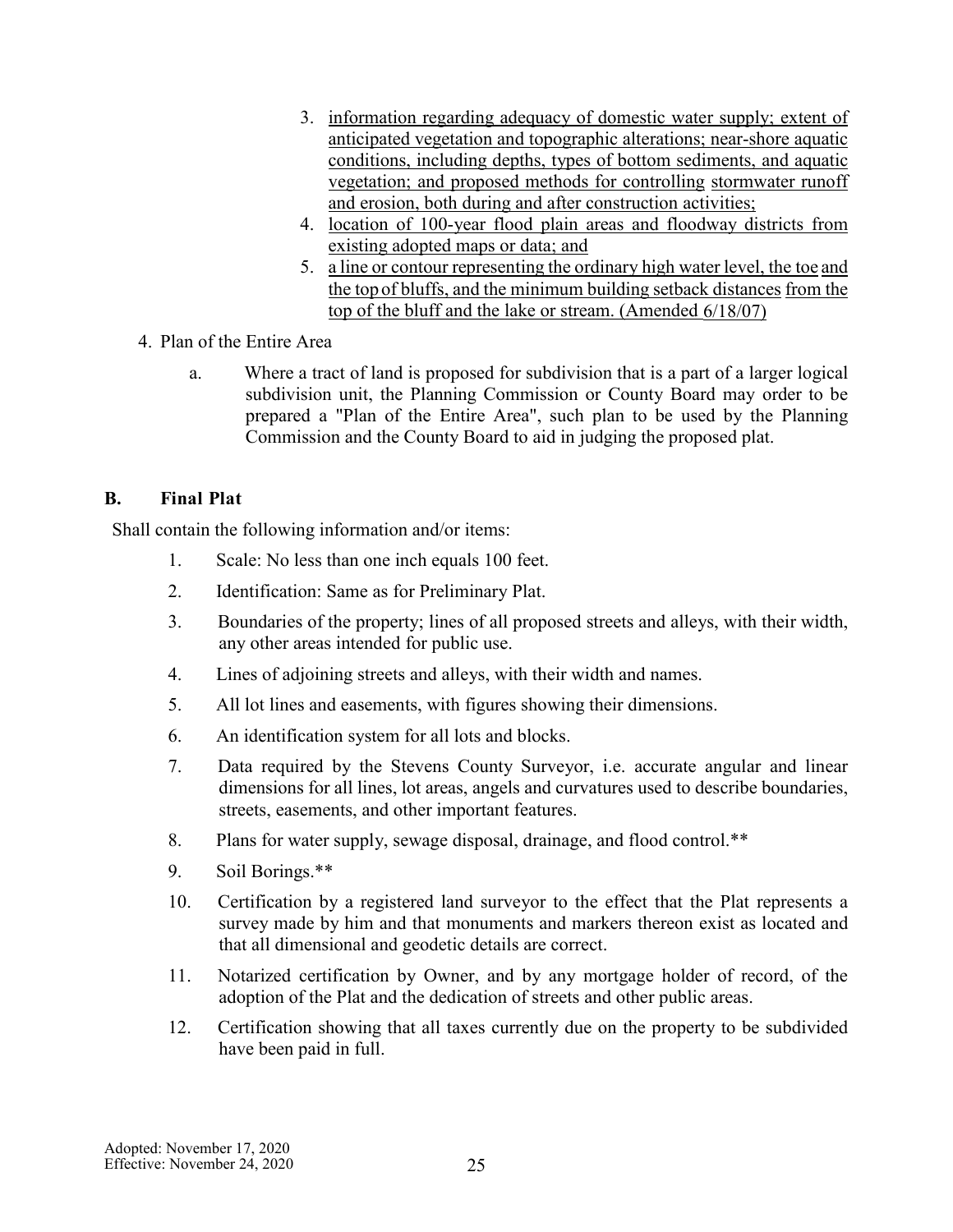3. information regarding adequacy of domestic water supply; extent of anticipated vegetation and topographic alterations; near-shore aquatic conditions, including depths, types of bottom sediments, and aquatic vegetation; and proposed methods for controlling stormwater runoff and erosion, both during and after construction activities;
4. location of 100-year flood plain areas and floodway districts from existing adopted maps or data; and
5. a line or contour representing the ordinary high water level, the toe and the top of bluffs, and the minimum building setback distances from the top of the bluff and the lake or stream. (Amended 6/18/07)

4. Plan of the Entire Area

   a. Where a tract of land is proposed for subdivision that is a part of a larger logical subdivision unit, the Planning Commission or County Board may order to be prepared a "Plan of the Entire Area", such plan to be used by the Planning Commission and the County Board to aid in judging the proposed plat.

**B. Final Plat**

Shall contain the following information and/or items:

1. Scale: No less than one inch equals 100 feet.
2. Identification: Same as for Preliminary Plat.
3. Boundaries of the property; lines of all proposed streets and alleys, with their width, any other areas intended for public use.
4. Lines of adjoining streets and alleys, with their width and names.
5. All lot lines and easements, with figures showing their dimensions.
6. An identification system for all lots and blocks.
7. Data required by the Stevens County Surveyor, i.e. accurate angular and linear dimensions for all lines, lot areas, angels and curvatures used to describe boundaries, streets, easements, and other important features.
8. Plans for water supply, sewage disposal, drainage, and flood control.**
9. Soil Borings.**
10. Certification by a registered land surveyor to the effect that the Plat represents a survey made by him and that monuments and markers thereon exist as located and that all dimensional and geodetic details are correct.
11. Notarized certification by Owner, and by any mortgage holder of record, of the adoption of the Plat and the dedication of streets and other public areas.
12. Certification showing that all taxes currently due on the property to be subdivided have been paid in full.

Adopted: November 17, 2020
Effective: November 24, 2020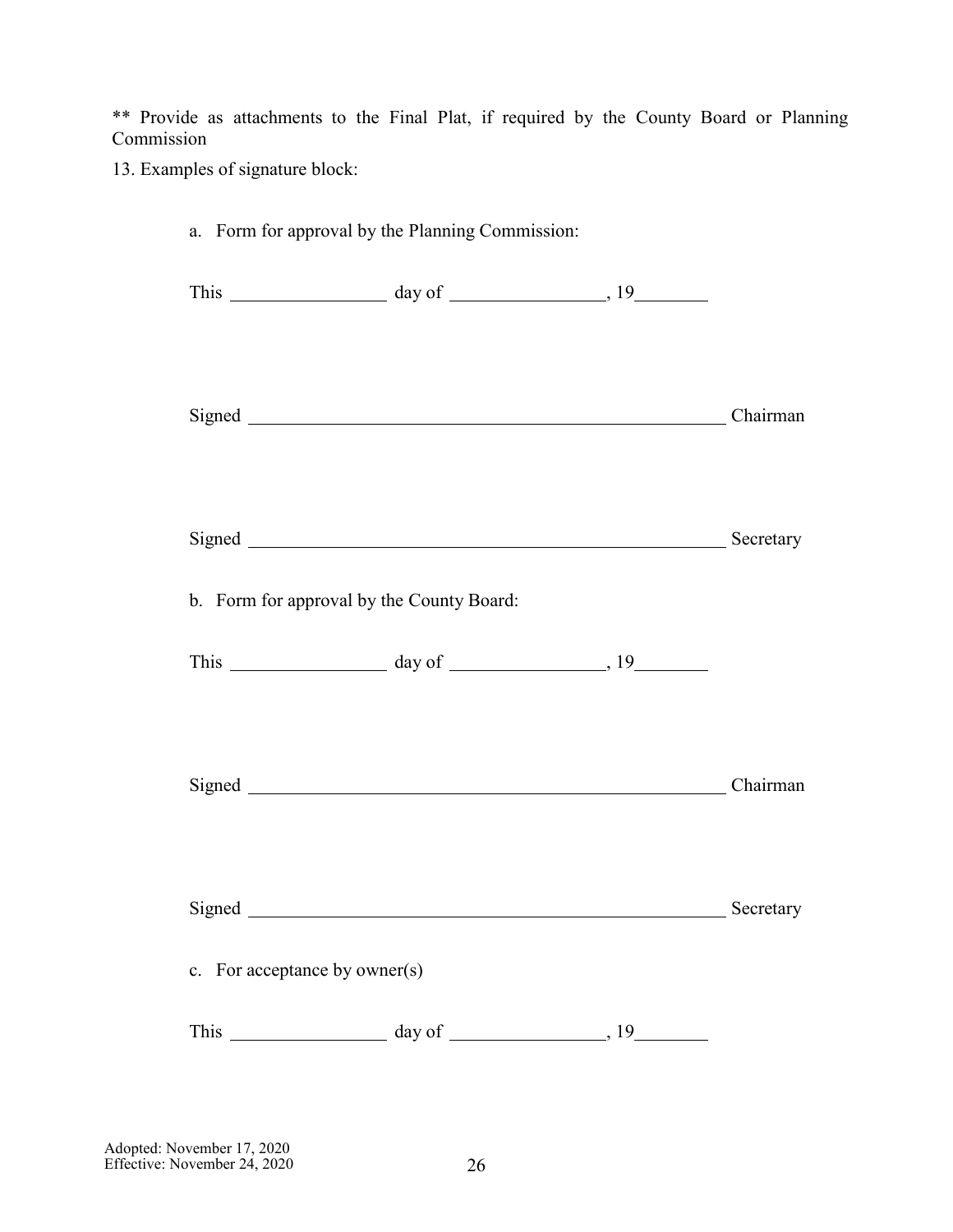** Provide as attachments to the Final Plat, if required by the County Board or Planning Commission

13. Examples of signature block:

a. Form for approval by the Planning Commission:

This \_\_\_\_\_\_\_\_\_\_\_\_\_\_\_\_ day of \_\_\_\_\_\_\_\_\_\_\_\_\_\_\_\_, 19\_\_\_\_\_\_\_\_

Signed \_\_\_\_\_\_\_\_\_\_\_\_\_\_\_\_\_\_\_\_\_\_\_\_\_\_\_\_\_\_\_\_\_\_\_\_\_\_\_\_\_\_\_\_\_\_\_\_ Chairman

Signed \_\_\_\_\_\_\_\_\_\_\_\_\_\_\_\_\_\_\_\_\_\_\_\_\_\_\_\_\_\_\_\_\_\_\_\_\_\_\_\_\_\_\_\_\_\_\_\_ Secretary

b. Form for approval by the County Board:

This \_\_\_\_\_\_\_\_\_\_\_\_\_\_\_\_ day of \_\_\_\_\_\_\_\_\_\_\_\_\_\_\_\_, 19\_\_\_\_\_\_\_\_

Signed \_\_\_\_\_\_\_\_\_\_\_\_\_\_\_\_\_\_\_\_\_\_\_\_\_\_\_\_\_\_\_\_\_\_\_\_\_\_\_\_\_\_\_\_\_\_\_\_ Chairman

Signed \_\_\_\_\_\_\_\_\_\_\_\_\_\_\_\_\_\_\_\_\_\_\_\_\_\_\_\_\_\_\_\_\_\_\_\_\_\_\_\_\_\_\_\_\_\_\_\_ Secretary

c. For acceptance by owner(s)

This \_\_\_\_\_\_\_\_\_\_\_\_\_\_\_\_ day of \_\_\_\_\_\_\_\_\_\_\_\_\_\_\_\_, 19\_\_\_\_\_\_\_\_

Adopted: November 17, 2020
Effective: November 24, 2020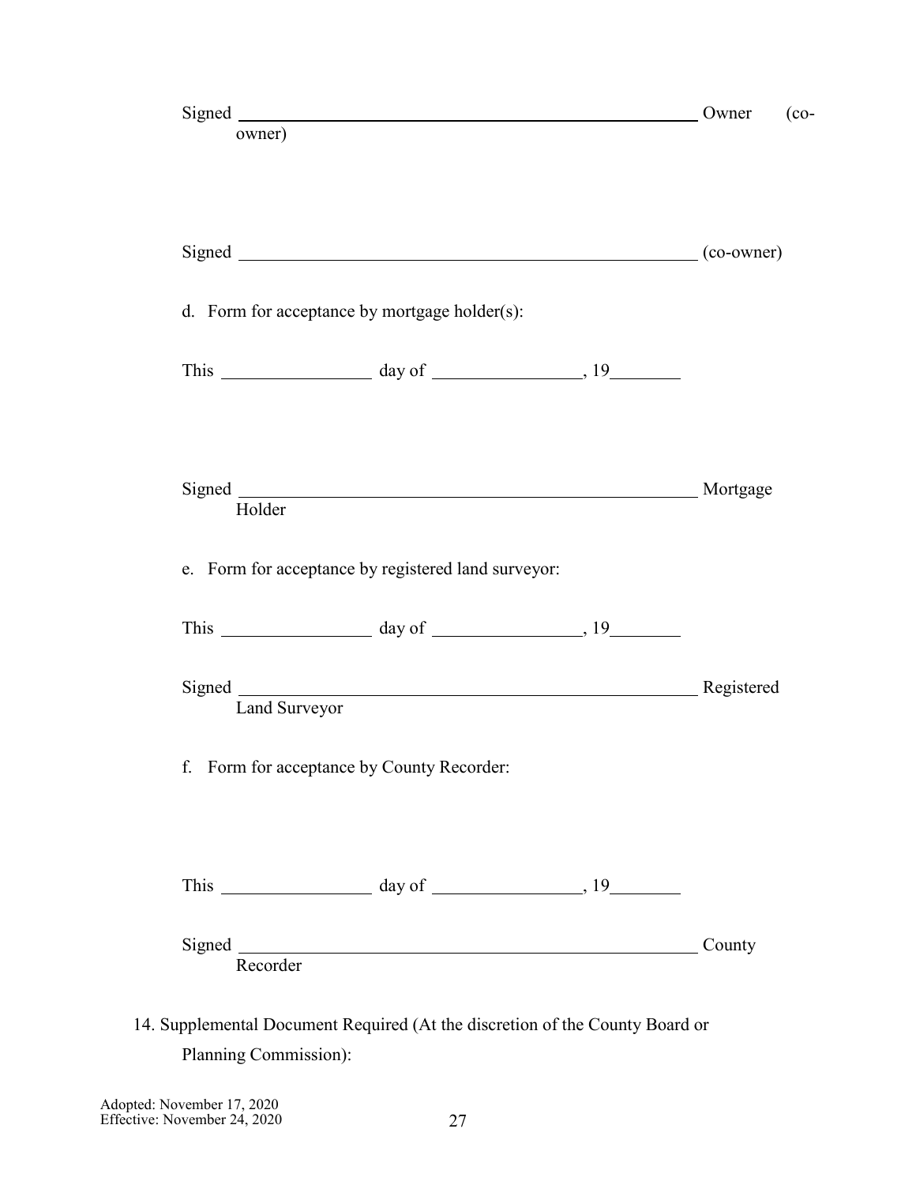Signed \_\_\_\_\_\_\_\_\_\_\_\_\_\_\_\_\_\_\_\_\_\_\_\_\_\_\_\_\_\_\_\_\_\_\_\_\_\_\_\_\_\_\_\_\_\_\_\_\_\_ Owner (co-owner)

Signed \_\_\_\_\_\_\_\_\_\_\_\_\_\_\_\_\_\_\_\_\_\_\_\_\_\_\_\_\_\_\_\_\_\_\_\_\_\_\_\_\_\_\_\_\_\_\_\_\_\_ (co-owner)

d. Form for acceptance by mortgage holder(s):

This \_\_\_\_\_\_\_\_\_\_\_\_\_\_\_\_ day of \_\_\_\_\_\_\_\_\_\_\_\_\_\_\_\_, 19\_\_\_\_\_\_\_\_

Signed \_\_\_\_\_\_\_\_\_\_\_\_\_\_\_\_\_\_\_\_\_\_\_\_\_\_\_\_\_\_\_\_\_\_\_\_\_\_\_\_\_\_\_\_\_\_\_\_\_\_ Mortgage Holder

e. Form for acceptance by registered land surveyor:

This \_\_\_\_\_\_\_\_\_\_\_\_\_\_\_\_ day of \_\_\_\_\_\_\_\_\_\_\_\_\_\_\_\_, 19\_\_\_\_\_\_\_\_

Signed \_\_\_\_\_\_\_\_\_\_\_\_\_\_\_\_\_\_\_\_\_\_\_\_\_\_\_\_\_\_\_\_\_\_\_\_\_\_\_\_\_\_\_\_\_\_\_\_\_\_ Registered Land Surveyor

f. Form for acceptance by County Recorder:

This \_\_\_\_\_\_\_\_\_\_\_\_\_\_\_\_ day of \_\_\_\_\_\_\_\_\_\_\_\_\_\_\_\_, 19\_\_\_\_\_\_\_\_

Signed \_\_\_\_\_\_\_\_\_\_\_\_\_\_\_\_\_\_\_\_\_\_\_\_\_\_\_\_\_\_\_\_\_\_\_\_\_\_\_\_\_\_\_\_\_\_\_\_\_\_ County Recorder

14. Supplemental Document Required (At the discretion of the County Board or Planning Commission):

Adopted: November 17, 2020
Effective: November 24, 2020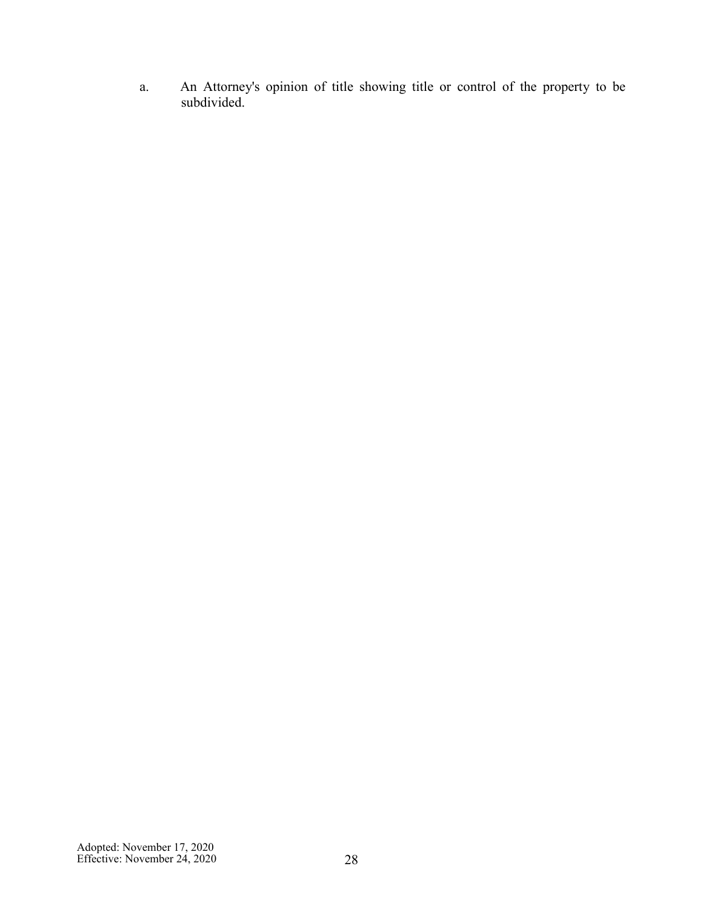a. An Attorney's opinion of title showing title or control of the property to be subdivided.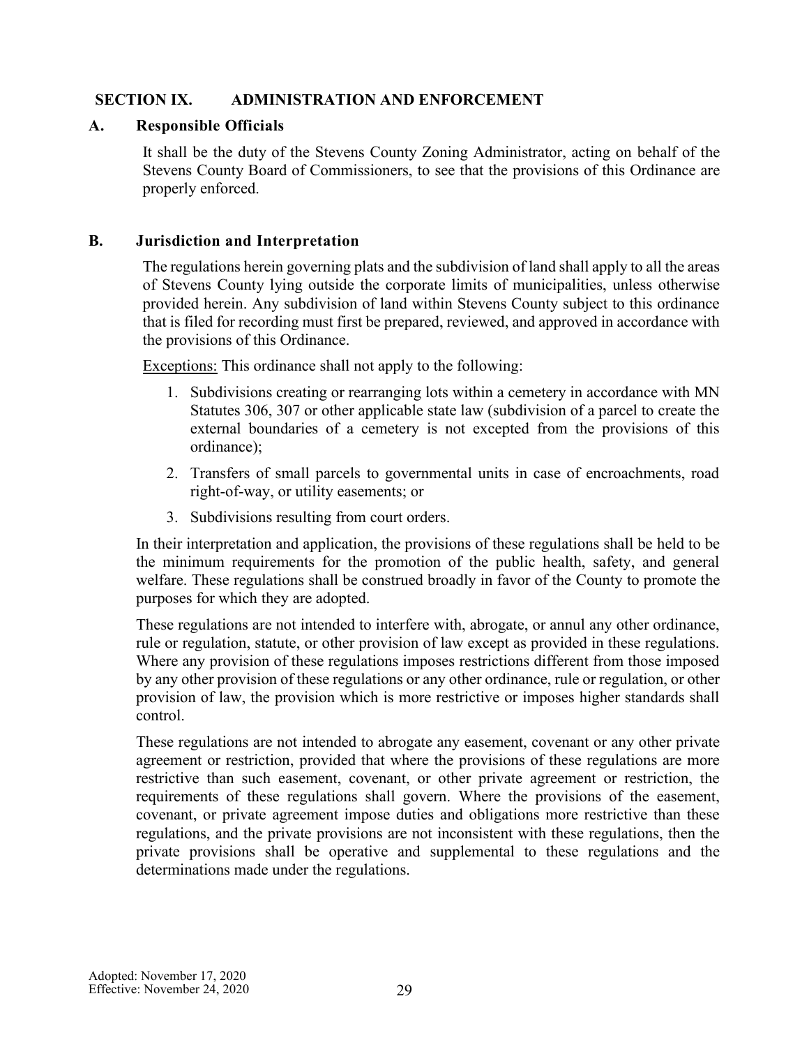## SECTION IX. ADMINISTRATION AND ENFORCEMENT

### A. Responsible Officials

It shall be the duty of the Stevens County Zoning Administrator, acting on behalf of the Stevens County Board of Commissioners, to see that the provisions of this Ordinance are properly enforced.

### B. Jurisdiction and Interpretation

The regulations herein governing plats and the subdivision of land shall apply to all the areas of Stevens County lying outside the corporate limits of municipalities, unless otherwise provided herein. Any subdivision of land within Stevens County subject to this ordinance that is filed for recording must first be prepared, reviewed, and approved in accordance with the provisions of this Ordinance.

Exceptions: This ordinance shall not apply to the following:

1. Subdivisions creating or rearranging lots within a cemetery in accordance with MN Statutes 306, 307 or other applicable state law (subdivision of a parcel to create the external boundaries of a cemetery is not excepted from the provisions of this ordinance);
2. Transfers of small parcels to governmental units in case of encroachments, road right-of-way, or utility easements; or
3. Subdivisions resulting from court orders.

In their interpretation and application, the provisions of these regulations shall be held to be the minimum requirements for the promotion of the public health, safety, and general welfare. These regulations shall be construed broadly in favor of the County to promote the purposes for which they are adopted.

These regulations are not intended to interfere with, abrogate, or annul any other ordinance, rule or regulation, statute, or other provision of law except as provided in these regulations. Where any provision of these regulations imposes restrictions different from those imposed by any other provision of these regulations or any other ordinance, rule or regulation, or other provision of law, the provision which is more restrictive or imposes higher standards shall control.

These regulations are not intended to abrogate any easement, covenant or any other private agreement or restriction, provided that where the provisions of these regulations are more restrictive than such easement, covenant, or other private agreement or restriction, the requirements of these regulations shall govern. Where the provisions of the easement, covenant, or private agreement impose duties and obligations more restrictive than these regulations, and the private provisions are not inconsistent with these regulations, then the private provisions shall be operative and supplemental to these regulations and the determinations made under the regulations.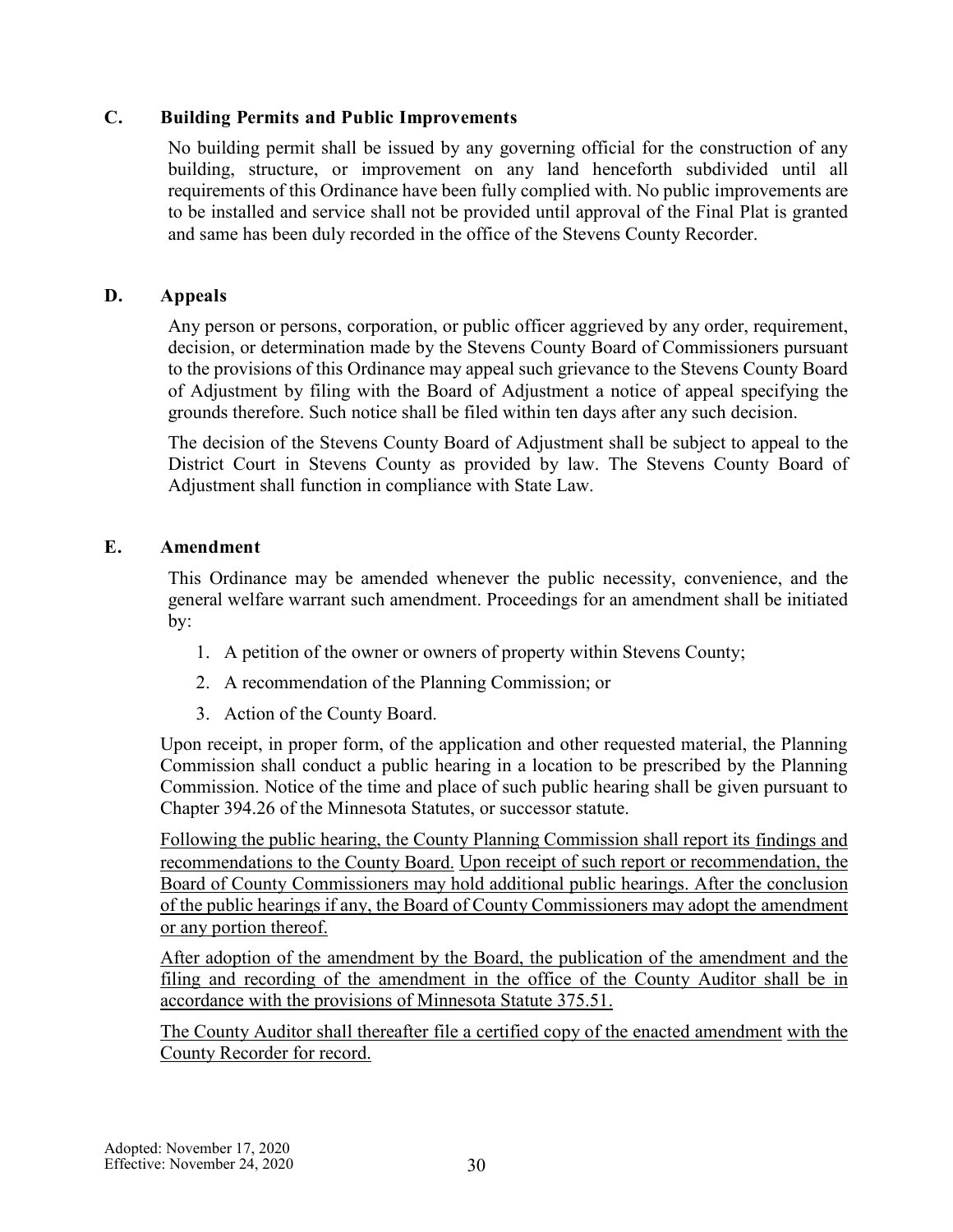### C. Building Permits and Public Improvements

No building permit shall be issued by any governing official for the construction of any building, structure, or improvement on any land henceforth subdivided until all requirements of this Ordinance have been fully complied with. No public improvements are to be installed and service shall not be provided until approval of the Final Plat is granted and same has been duly recorded in the office of the Stevens County Recorder.

### D. Appeals

Any person or persons, corporation, or public officer aggrieved by any order, requirement, decision, or determination made by the Stevens County Board of Commissioners pursuant to the provisions of this Ordinance may appeal such grievance to the Stevens County Board of Adjustment by filing with the Board of Adjustment a notice of appeal specifying the grounds therefore. Such notice shall be filed within ten days after any such decision.

The decision of the Stevens County Board of Adjustment shall be subject to appeal to the District Court in Stevens County as provided by law. The Stevens County Board of Adjustment shall function in compliance with State Law.

### E. Amendment

This Ordinance may be amended whenever the public necessity, convenience, and the general welfare warrant such amendment. Proceedings for an amendment shall be initiated by:

1. A petition of the owner or owners of property within Stevens County;
2. A recommendation of the Planning Commission; or
3. Action of the County Board.

Upon receipt, in proper form, of the application and other requested material, the Planning Commission shall conduct a public hearing in a location to be prescribed by the Planning Commission. Notice of the time and place of such public hearing shall be given pursuant to Chapter 394.26 of the Minnesota Statutes, or successor statute.

Following the public hearing, the County Planning Commission shall report its findings and recommendations to the County Board. Upon receipt of such report or recommendation, the Board of County Commissioners may hold additional public hearings. After the conclusion of the public hearings if any, the Board of County Commissioners may adopt the amendment or any portion thereof.

After adoption of the amendment by the Board, the publication of the amendment and the filing and recording of the amendment in the office of the County Auditor shall be in accordance with the provisions of Minnesota Statute 375.51.

The County Auditor shall thereafter file a certified copy of the enacted amendment with the County Recorder for record.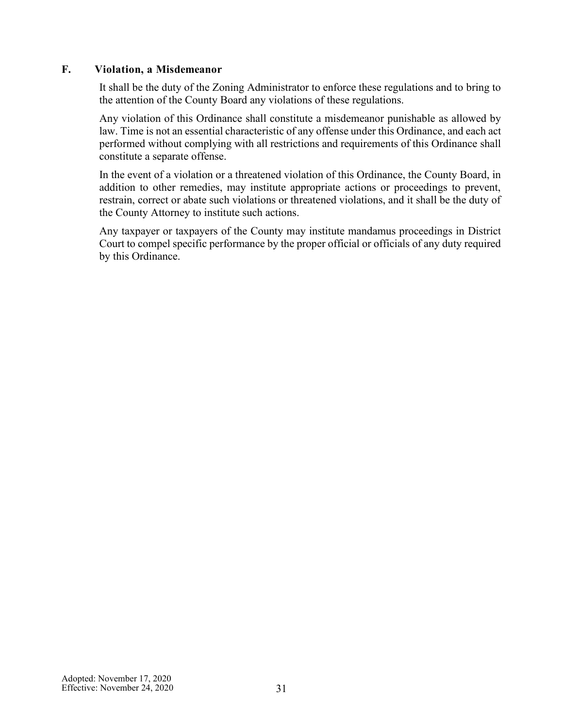### F. Violation, a Misdemeanor

It shall be the duty of the Zoning Administrator to enforce these regulations and to bring to the attention of the County Board any violations of these regulations.

Any violation of this Ordinance shall constitute a misdemeanor punishable as allowed by law. Time is not an essential characteristic of any offense under this Ordinance, and each act performed without complying with all restrictions and requirements of this Ordinance shall constitute a separate offense.

In the event of a violation or a threatened violation of this Ordinance, the County Board, in addition to other remedies, may institute appropriate actions or proceedings to prevent, restrain, correct or abate such violations or threatened violations, and it shall be the duty of the County Attorney to institute such actions.

Any taxpayer or taxpayers of the County may institute mandamus proceedings in District Court to compel specific performance by the proper official or officials of any duty required by this Ordinance.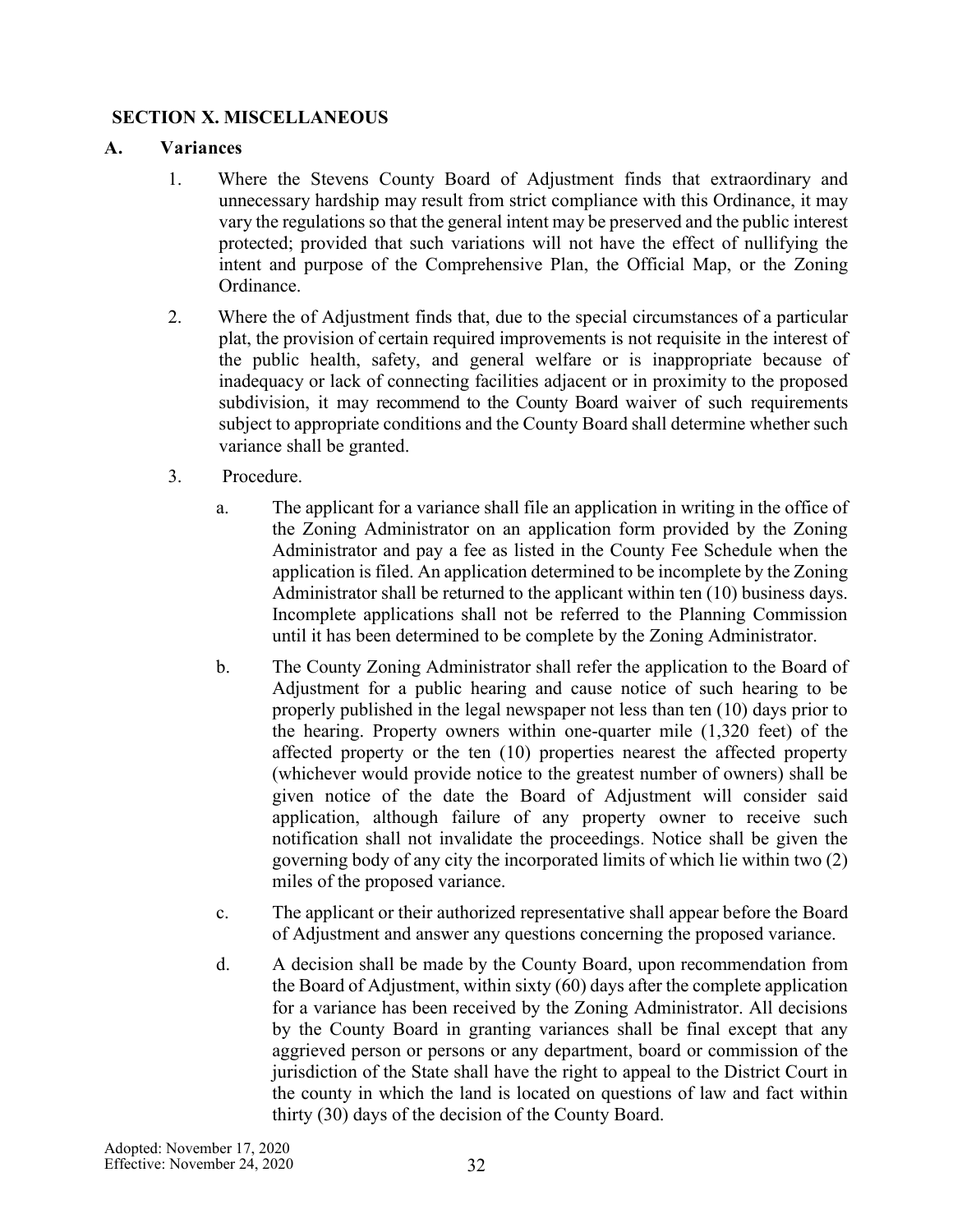## SECTION X. MISCELLANEOUS

### A. Variances

1. Where the Stevens County Board of Adjustment finds that extraordinary and unnecessary hardship may result from strict compliance with this Ordinance, it may vary the regulations so that the general intent may be preserved and the public interest protected; provided that such variations will not have the effect of nullifying the intent and purpose of the Comprehensive Plan, the Official Map, or the Zoning Ordinance.

2. Where the of Adjustment finds that, due to the special circumstances of a particular plat, the provision of certain required improvements is not requisite in the interest of the public health, safety, and general welfare or is inappropriate because of inadequacy or lack of connecting facilities adjacent or in proximity to the proposed subdivision, it may recommend to the County Board waiver of such requirements subject to appropriate conditions and the County Board shall determine whether such variance shall be granted.

3. Procedure.

   a. The applicant for a variance shall file an application in writing in the office of the Zoning Administrator on an application form provided by the Zoning Administrator and pay a fee as listed in the County Fee Schedule when the application is filed. An application determined to be incomplete by the Zoning Administrator shall be returned to the applicant within ten (10) business days. Incomplete applications shall not be referred to the Planning Commission until it has been determined to be complete by the Zoning Administrator.

   b. The County Zoning Administrator shall refer the application to the Board of Adjustment for a public hearing and cause notice of such hearing to be properly published in the legal newspaper not less than ten (10) days prior to the hearing. Property owners within one-quarter mile (1,320 feet) of the affected property or the ten (10) properties nearest the affected property (whichever would provide notice to the greatest number of owners) shall be given notice of the date the Board of Adjustment will consider said application, although failure of any property owner to receive such notification shall not invalidate the proceedings. Notice shall be given the governing body of any city the incorporated limits of which lie within two (2) miles of the proposed variance.

   c. The applicant or their authorized representative shall appear before the Board of Adjustment and answer any questions concerning the proposed variance.

   d. A decision shall be made by the County Board, upon recommendation from the Board of Adjustment, within sixty (60) days after the complete application for a variance has been received by the Zoning Administrator. All decisions by the County Board in granting variances shall be final except that any aggrieved person or persons or any department, board or commission of the jurisdiction of the State shall have the right to appeal to the District Court in the county in which the land is located on questions of law and fact within thirty (30) days of the decision of the County Board.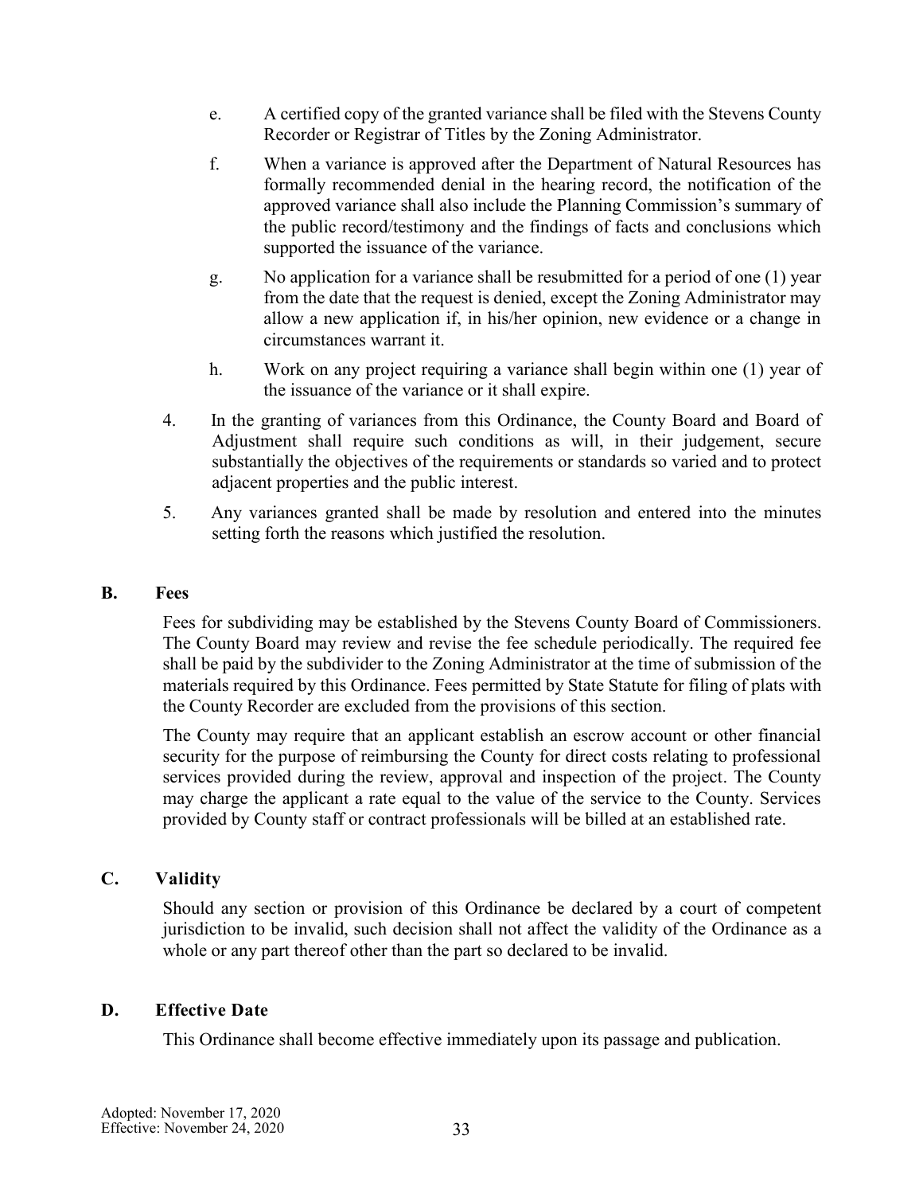e. A certified copy of the granted variance shall be filed with the Stevens County Recorder or Registrar of Titles by the Zoning Administrator.

f. When a variance is approved after the Department of Natural Resources has formally recommended denial in the hearing record, the notification of the approved variance shall also include the Planning Commission's summary of the public record/testimony and the findings of facts and conclusions which supported the issuance of the variance.

g. No application for a variance shall be resubmitted for a period of one (1) year from the date that the request is denied, except the Zoning Administrator may allow a new application if, in his/her opinion, new evidence or a change in circumstances warrant it.

h. Work on any project requiring a variance shall begin within one (1) year of the issuance of the variance or it shall expire.

4. In the granting of variances from this Ordinance, the County Board and Board of Adjustment shall require such conditions as will, in their judgement, secure substantially the objectives of the requirements or standards so varied and to protect adjacent properties and the public interest.

5. Any variances granted shall be made by resolution and entered into the minutes setting forth the reasons which justified the resolution.

## B. Fees

Fees for subdividing may be established by the Stevens County Board of Commissioners. The County Board may review and revise the fee schedule periodically. The required fee shall be paid by the subdivider to the Zoning Administrator at the time of submission of the materials required by this Ordinance. Fees permitted by State Statute for filing of plats with the County Recorder are excluded from the provisions of this section.

The County may require that an applicant establish an escrow account or other financial security for the purpose of reimbursing the County for direct costs relating to professional services provided during the review, approval and inspection of the project. The County may charge the applicant a rate equal to the value of the service to the County. Services provided by County staff or contract professionals will be billed at an established rate.

## C. Validity

Should any section or provision of this Ordinance be declared by a court of competent jurisdiction to be invalid, such decision shall not affect the validity of the Ordinance as a whole or any part thereof other than the part so declared to be invalid.

## D. Effective Date

This Ordinance shall become effective immediately upon its passage and publication.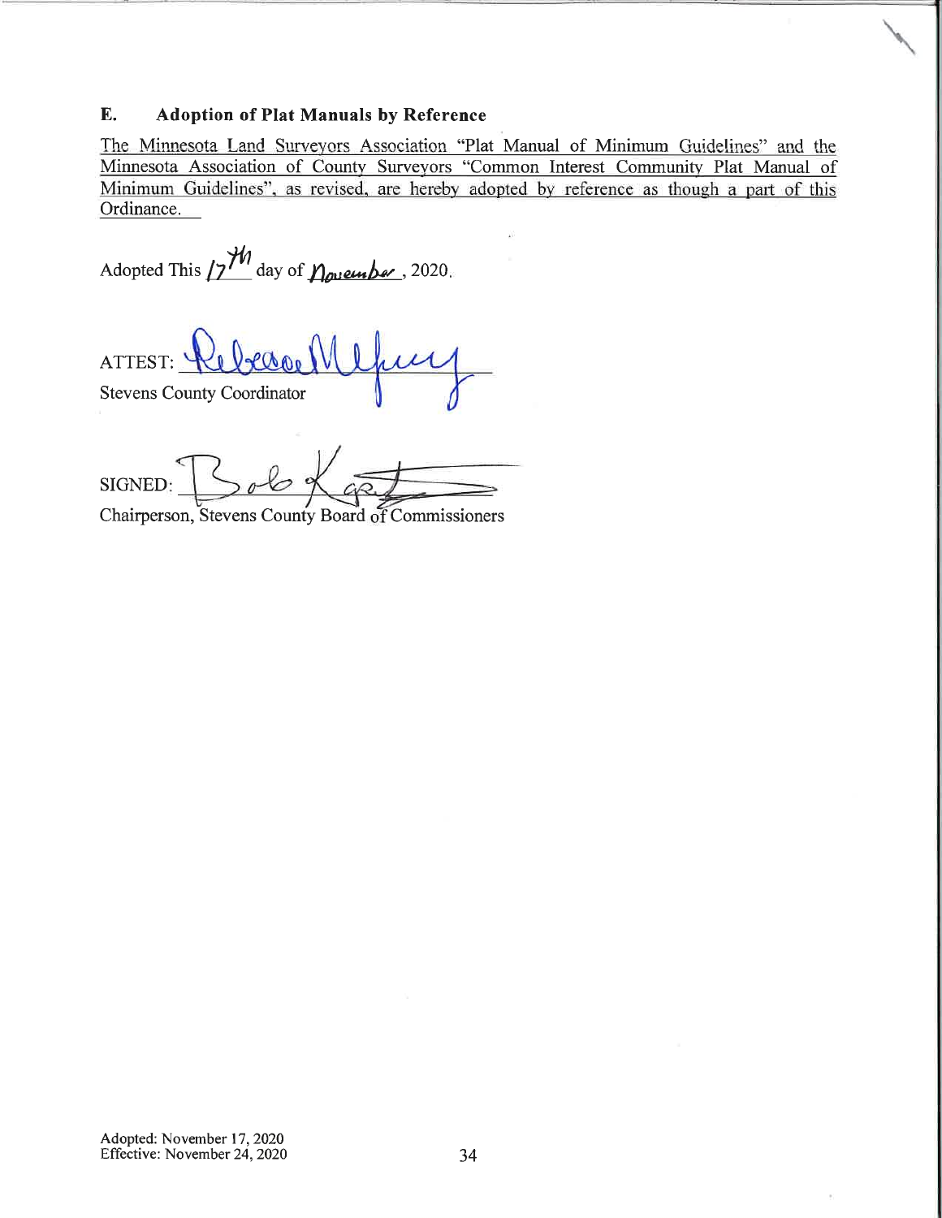### E. Adoption of Plat Manuals by Reference

The Minnesota Land Surveyors Association "Plat Manual of Minimum Guidelines" and the Minnesota Association of County Surveyors "Common Interest Community Plat Manual of Minimum Guidelines", as revised, are hereby adopted by reference as though a part of this Ordinance.

Adopted This 17th day of November, 2020.

ATTEST: Rebecca Mclfuy
Stevens County Coordinator

SIGNED: Bob Kopt
Chairperson, Stevens County Board of Commissioners

Adopted: November 17, 2020
Effective: November 24, 2020